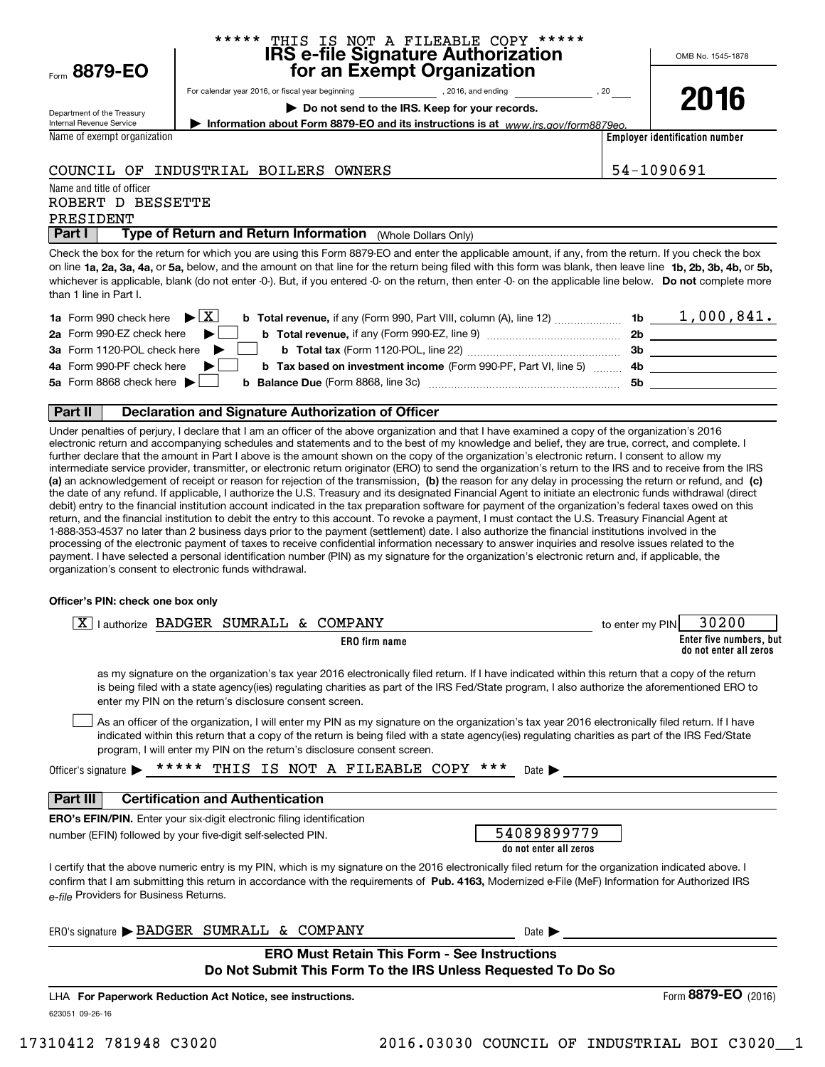***** THIS IS NOT A FILEABLE COPY *****

Form **8879-EO**

# IRS e-file Signature Authorization for an Exempt Organization

OMB No. 1545-1878

**2016**

For calendar year 2016, or fiscal year beginning ____________, 2016, and ending ____________, 20____

Department of the Treasury
Internal Revenue Service

▶ **Do not send to the IRS. Keep for your records.**

▶ **Information about Form 8879-EO and its instructions is at** *www.irs.gov/form8879eo.*

Name of exempt organization: COUNCIL OF INDUSTRIAL BOILERS OWNERS

**Employer identification number**: 54-1090691

Name and title of officer:
ROBERT D BESSETTE
PRESIDENT

**Part I — Type of Return and Return Information** (Whole Dollars Only)

Check the box for the return for which you are using this Form 8879-EO and enter the applicable amount, if any, from the return. If you check the box on line **1a, 2a, 3a, 4a,** or **5a,** below, and the amount on that line for the return being filed with this form was blank, then leave line **1b, 2b, 3b, 4b,** or **5b,** whichever is applicable, blank (do not enter -0-). But, if you entered -0- on the return, then enter -0- on the applicable line below. **Do not** complete more than 1 line in Part I.

| | | | | |
|---|---|---|---|---|
| **1a** Form 990 check here | ▶ [X] | **b Total revenue,** if any (Form 990, Part VIII, column (A), line 12) | **1b** | 1,000,841. |
| **2a** Form 990-EZ check here | ▶ [ ] | **b Total revenue,** if any (Form 990-EZ, line 9) | **2b** | |
| **3a** Form 1120-POL check here | ▶ [ ] | **b Total tax** (Form 1120-POL, line 22) | **3b** | |
| **4a** Form 990-PF check here | ▶ [ ] | **b Tax based on investment income** (Form 990-PF, Part VI, line 5) | **4b** | |
| **5a** Form 8868 check here | ▶ [ ] | **b Balance Due** (Form 8868, line 3c) | **5b** | |

**Part II — Declaration and Signature Authorization of Officer**

Under penalties of perjury, I declare that I am an officer of the above organization and that I have examined a copy of the organization's 2016 electronic return and accompanying schedules and statements and to the best of my knowledge and belief, they are true, correct, and complete. I further declare that the amount in Part I above is the amount shown on the copy of the organization's electronic return. I consent to allow my intermediate service provider, transmitter, or electronic return originator (ERO) to send the organization's return to the IRS and to receive from the IRS **(a)** an acknowledgement of receipt or reason for rejection of the transmission, **(b)** the reason for any delay in processing the return or refund, and **(c)** the date of any refund. If applicable, I authorize the U.S. Treasury and its designated Financial Agent to initiate an electronic funds withdrawal (direct debit) entry to the financial institution account indicated in the tax preparation software for payment of the organization's federal taxes owed on this return, and the financial institution to debit the entry to this account. To revoke a payment, I must contact the U.S. Treasury Financial Agent at 1-888-353-4537 no later than 2 business days prior to the payment (settlement) date. I also authorize the financial institutions involved in the processing of the electronic payment of taxes to receive confidential information necessary to answer inquiries and resolve issues related to the payment. I have selected a personal identification number (PIN) as my signature for the organization's electronic return and, if applicable, the organization's consent to electronic funds withdrawal.

**Officer's PIN: check one box only**

[X] I authorize BADGER SUMRALL & COMPANY (ERO firm name) to enter my PIN 30200 (Enter five numbers, but do not enter all zeros)

as my signature on the organization's tax year 2016 electronically filed return. If I have indicated within this return that a copy of the return is being filed with a state agency(ies) regulating charities as part of the IRS Fed/State program, I also authorize the aforementioned ERO to enter my PIN on the return's disclosure consent screen.

[ ] As an officer of the organization, I will enter my PIN as my signature on the organization's tax year 2016 electronically filed return. If I have indicated within this return that a copy of the return is being filed with a state agency(ies) regulating charities as part of the IRS Fed/State program, I will enter my PIN on the return's disclosure consent screen.

Officer's signature ▶ ***** THIS IS NOT A FILEABLE COPY *** Date ▶

**Part III — Certification and Authentication**

**ERO's EFIN/PIN.** Enter your six-digit electronic filing identification number (EFIN) followed by your five-digit self-selected PIN. 54089899779 (do not enter all zeros)

I certify that the above numeric entry is my PIN, which is my signature on the 2016 electronically filed return for the organization indicated above. I confirm that I am submitting this return in accordance with the requirements of **Pub. 4163,** Modernized e-File (MeF) Information for Authorized IRS *e-file* Providers for Business Returns.

ERO's signature ▶ BADGER SUMRALL & COMPANY Date ▶

**ERO Must Retain This Form - See Instructions**
**Do Not Submit This Form To the IRS Unless Requested To Do So**

LHA **For Paperwork Reduction Act Notice, see instructions.**

Form **8879-EO** (2016)

623051 09-26-16

17310412 781948 C3020 2016.03030 COUNCIL OF INDUSTRIAL BOI C3020__1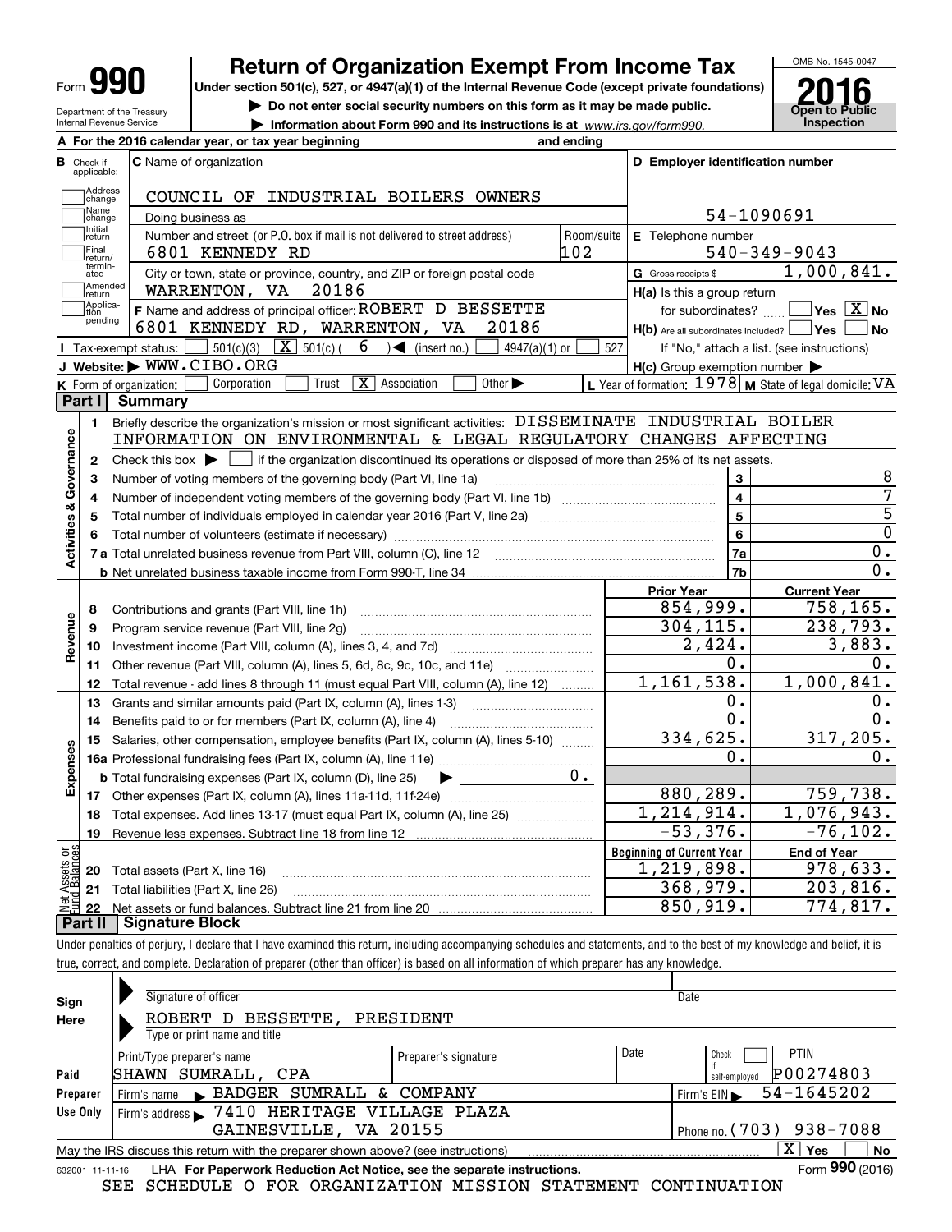Form **990**

Department of the Treasury
Internal Revenue Service

# Return of Organization Exempt From Income Tax

**Under section 501(c), 527, or 4947(a)(1) of the Internal Revenue Code (except private foundations)**

▶ **Do not enter social security numbers on this form as it may be made public.**

▶ **Information about Form 990 and its instructions is at** *www.irs.gov/form990.*

OMB No. 1545-0047

**2016**

**Open to Public Inspection**

**A** For the 2016 calendar year, or tax year beginning and ending

**B** Check if applicable: Address change, Name change, Initial return, Final return/terminated, Amended return, Application pending

**C** Name of organization: COUNCIL OF INDUSTRIAL BOILERS OWNERS

Doing business as

Number and street (or P.O. box if mail is not delivered to street address): 6801 KENNEDY RD — Room/suite: 102

City or town, state or province, country, and ZIP or foreign postal code: WARRENTON, VA 20186

**F** Name and address of principal officer: ROBERT D BESSETTE, 6801 KENNEDY RD, WARRENTON, VA 20186

**D** Employer identification number: 54-1090691

**E** Telephone number: 540-349-9043

**G** Gross receipts $ 1,000,841.

**H(a)** Is this a group return for subordinates? ☐ Yes ☒ No

**H(b)** Are all subordinates included? ☐ Yes ☐ No — If "No," attach a list. (see instructions)

**H(c)** Group exemption number ▶

**I** Tax-exempt status: ☐ 501(c)(3) ☒ 501(c) ( 6 ) ◀ (insert no.) ☐ 4947(a)(1) or ☐ 527

**J** Website: ▶ WWW.CIBO.ORG

**K** Form of organization: ☐ Corporation ☐ Trust ☒ Association ☐ Other ▶

**L** Year of formation: 1978 **M** State of legal domicile: VA

## Part I Summary

**Activities & Governance**

1 Briefly describe the organization's mission or most significant activities: DISSEMINATE INDUSTRIAL BOILER INFORMATION ON ENVIRONMENTAL & LEGAL REGULATORY CHANGES AFFECTING

2 Check this box ▶ ☐ if the organization discontinued its operations or disposed of more than 25% of its net assets.

| | | | |
|---|---|---|---|
| 3 | Number of voting members of the governing body (Part VI, line 1a) | 3 | 8 |
| 4 | Number of independent voting members of the governing body (Part VI, line 1b) | 4 | 7 |
| 5 | Total number of individuals employed in calendar year 2016 (Part V, line 2a) | 5 | 5 |
| 6 | Total number of volunteers (estimate if necessary) | 6 | 0 |
| 7a | Total unrelated business revenue from Part VIII, column (C), line 12 | 7a | 0. |
| b | Net unrelated business taxable income from Form 990-T, line 34 | 7b | 0. |

| | | Prior Year | Current Year |
|---|---|---|---|
| **Revenue** | | | |
| 8 | Contributions and grants (Part VIII, line 1h) | 854,999. | 758,165. |
| 9 | Program service revenue (Part VIII, line 2g) | 304,115. | 238,793. |
| 10 | Investment income (Part VIII, column (A), lines 3, 4, and 7d) | 2,424. | 3,883. |
| 11 | Other revenue (Part VIII, column (A), lines 5, 6d, 8c, 9c, 10c, and 11e) | 0. | 0. |
| 12 | Total revenue - add lines 8 through 11 (must equal Part VIII, column (A), line 12) | 1,161,538. | 1,000,841. |
| **Expenses** | | | |
| 13 | Grants and similar amounts paid (Part IX, column (A), lines 1-3) | 0. | 0. |
| 14 | Benefits paid to or for members (Part IX, column (A), line 4) | 0. | 0. |
| 15 | Salaries, other compensation, employee benefits (Part IX, column (A), lines 5-10) | 334,625. | 317,205. |
| 16a | Professional fundraising fees (Part IX, column (A), line 11e) | 0. | 0. |
| b | Total fundraising expenses (Part IX, column (D), line 25) ▶ 0. | | |
| 17 | Other expenses (Part IX, column (A), lines 11a-11d, 11f-24e) | 880,289. | 759,738. |
| 18 | Total expenses. Add lines 13-17 (must equal Part IX, column (A), line 25) | 1,214,914. | 1,076,943. |
| 19 | Revenue less expenses. Subtract line 18 from line 12 | -53,376. | -76,102. |

| | **Net Assets or Fund Balances** | Beginning of Current Year | End of Year |
|---|---|---|---|
| 20 | Total assets (Part X, line 16) | 1,219,898. | 978,633. |
| 21 | Total liabilities (Part X, line 26) | 368,979. | 203,816. |
| 22 | Net assets or fund balances. Subtract line 21 from line 20 | 850,919. | 774,817. |

## Part II Signature Block

Under penalties of perjury, I declare that I have examined this return, including accompanying schedules and statements, and to the best of my knowledge and belief, it is true, correct, and complete. Declaration of preparer (other than officer) is based on all information of which preparer has any knowledge.

**Sign Here**

Signature of officer — Date

ROBERT D BESSETTE, PRESIDENT

Type or print name and title

**Paid Preparer Use Only**

Print/Type preparer's name: SHAWN SUMRALL, CPA — Preparer's signature — Date — Check ☐ if self-employed — PTIN: P00274803

Firm's name ▶ BADGER SUMRALL & COMPANY — Firm's EIN ▶ 54-1645202

Firm's address ▶ 7410 HERITAGE VILLAGE PLAZA, GAINESVILLE, VA 20155 — Phone no. (703) 938-7088

May the IRS discuss this return with the preparer shown above? (see instructions) ☒ Yes ☐ No

632001 11-11-16 LHA **For Paperwork Reduction Act Notice, see the separate instructions.** Form **990** (2016)

SEE SCHEDULE O FOR ORGANIZATION MISSION STATEMENT CONTINUATION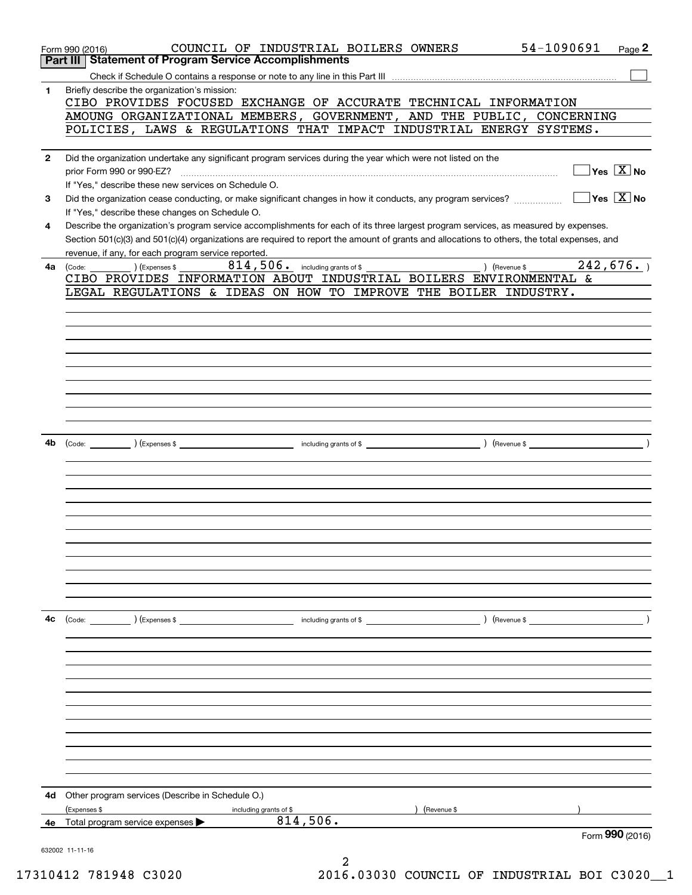Form 990 (2016) COUNCIL OF INDUSTRIAL BOILERS OWNERS 54-1090691

## Part III Statement of Program Service Accomplishments

Check if Schedule O contains a response or note to any line in this Part III [ ]

**1** Briefly describe the organization's mission:

CIBO PROVIDES FOCUSED EXCHANGE OF ACCURATE TECHNICAL INFORMATION AMOUNG ORGANIZATIONAL MEMBERS, GOVERNMENT, AND THE PUBLIC, CONCERNING POLICIES, LAWS & REGULATIONS THAT IMPACT INDUSTRIAL ENERGY SYSTEMS.

**2** Did the organization undertake any significant program services during the year which were not listed on the prior Form 990 or 990-EZ? [ ] Yes [X] No

If "Yes," describe these new services on Schedule O.

**3** Did the organization cease conducting, or make significant changes in how it conducts, any program services? [ ] Yes [X] No

If "Yes," describe these changes on Schedule O.

**4** Describe the organization's program service accomplishments for each of its three largest program services, as measured by expenses. Section 501(c)(3) and 501(c)(4) organizations are required to report the amount of grants and allocations to others, the total expenses, and revenue, if any, for each program service reported.

**4a** (Code: ) (Expenses $ 814,506. including grants of $ ) (Revenue $ 242,676. )

CIBO PROVIDES INFORMATION ABOUT INDUSTRIAL BOILERS ENVIRONMENTAL & LEGAL REGULATIONS & IDEAS ON HOW TO IMPROVE THE BOILER INDUSTRY.

**4b** (Code: ) (Expenses $ including grants of $ ) (Revenue $ )

**4c** (Code: ) (Expenses $ including grants of $ ) (Revenue $ )

**4d** Other program services (Describe in Schedule O.)

(Expenses $ including grants of $ ) (Revenue $ )

**4e** Total program service expenses ▶ 814,506.

Form **990** (2016)

632002 11-11-16

17310412 781948 C3020 2016.03030 COUNCIL OF INDUSTRIAL BOI C3020__1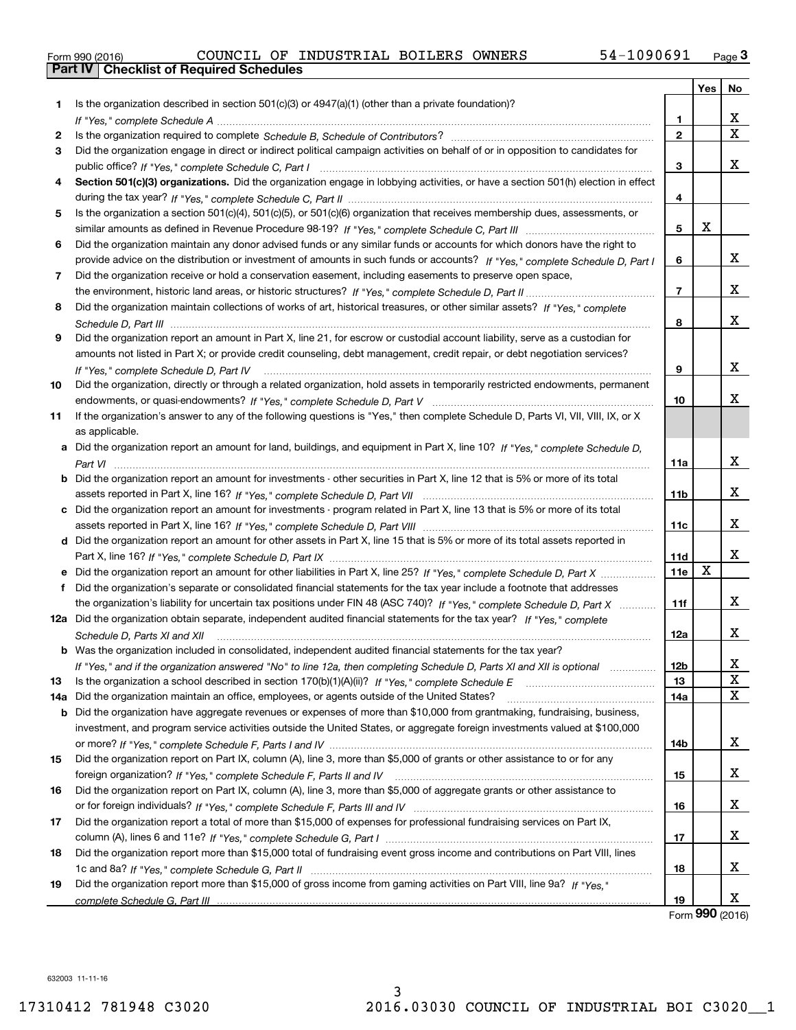Form 990 (2016) COUNCIL OF INDUSTRIAL BOILERS OWNERS 54-1090691

## Part IV Checklist of Required Schedules

| | | | Yes | No |
|---|---|---|---|---|
| 1 | Is the organization described in section 501(c)(3) or 4947(a)(1) (other than a private foundation)? *If "Yes," complete Schedule A* | 1 | | X |
| 2 | Is the organization required to complete *Schedule B, Schedule of Contributors*? | 2 | | X |
| 3 | Did the organization engage in direct or indirect political campaign activities on behalf of or in opposition to candidates for public office? *If "Yes," complete Schedule C, Part I* | 3 | | X |
| 4 | **Section 501(c)(3) organizations.** Did the organization engage in lobbying activities, or have a section 501(h) election in effect during the tax year? *If "Yes," complete Schedule C, Part II* | 4 | | |
| 5 | Is the organization a section 501(c)(4), 501(c)(5), or 501(c)(6) organization that receives membership dues, assessments, or similar amounts as defined in Revenue Procedure 98-19? *If "Yes," complete Schedule C, Part III* | 5 | X | |
| 6 | Did the organization maintain any donor advised funds or any similar funds or accounts for which donors have the right to provide advice on the distribution or investment of amounts in such funds or accounts? *If "Yes," complete Schedule D, Part I* | 6 | | X |
| 7 | Did the organization receive or hold a conservation easement, including easements to preserve open space, the environment, historic land areas, or historic structures? *If "Yes," complete Schedule D, Part II* | 7 | | X |
| 8 | Did the organization maintain collections of works of art, historical treasures, or other similar assets? *If "Yes," complete Schedule D, Part III* | 8 | | X |
| 9 | Did the organization report an amount in Part X, line 21, for escrow or custodial account liability, serve as a custodian for amounts not listed in Part X; or provide credit counseling, debt management, credit repair, or debt negotiation services? *If "Yes," complete Schedule D, Part IV* | 9 | | X |
| 10 | Did the organization, directly or through a related organization, hold assets in temporarily restricted endowments, permanent endowments, or quasi-endowments? *If "Yes," complete Schedule D, Part V* | 10 | | X |
| 11 | If the organization's answer to any of the following questions is "Yes," then complete Schedule D, Parts VI, VII, VIII, IX, or X as applicable. | | | |
| a | Did the organization report an amount for land, buildings, and equipment in Part X, line 10? *If "Yes," complete Schedule D, Part VI* | 11a | | X |
| b | Did the organization report an amount for investments - other securities in Part X, line 12 that is 5% or more of its total assets reported in Part X, line 16? *If "Yes," complete Schedule D, Part VII* | 11b | | X |
| c | Did the organization report an amount for investments - program related in Part X, line 13 that is 5% or more of its total assets reported in Part X, line 16? *If "Yes," complete Schedule D, Part VIII* | 11c | | X |
| d | Did the organization report an amount for other assets in Part X, line 15 that is 5% or more of its total assets reported in Part X, line 16? *If "Yes," complete Schedule D, Part IX* | 11d | | X |
| e | Did the organization report an amount for other liabilities in Part X, line 25? *If "Yes," complete Schedule D, Part X* | 11e | X | |
| f | Did the organization's separate or consolidated financial statements for the tax year include a footnote that addresses the organization's liability for uncertain tax positions under FIN 48 (ASC 740)? *If "Yes," complete Schedule D, Part X* | 11f | | X |
| 12a | Did the organization obtain separate, independent audited financial statements for the tax year? *If "Yes," complete Schedule D, Parts XI and XII* | 12a | | X |
| b | Was the organization included in consolidated, independent audited financial statements for the tax year? *If "Yes," and if the organization answered "No" to line 12a, then completing Schedule D, Parts XI and XII is optional* | 12b | | X |
| 13 | Is the organization a school described in section 170(b)(1)(A)(ii)? *If "Yes," complete Schedule E* | 13 | | X |
| 14a | Did the organization maintain an office, employees, or agents outside of the United States? | 14a | | X |
| b | Did the organization have aggregate revenues or expenses of more than $10,000 from grantmaking, fundraising, business, investment, and program service activities outside the United States, or aggregate foreign investments valued at $100,000 or more? *If "Yes," complete Schedule F, Parts I and IV* | 14b | | X |
| 15 | Did the organization report on Part IX, column (A), line 3, more than $5,000 of grants or other assistance to or for any foreign organization? *If "Yes," complete Schedule F, Parts II and IV* | 15 | | X |
| 16 | Did the organization report on Part IX, column (A), line 3, more than $5,000 of aggregate grants or other assistance to or for foreign individuals? *If "Yes," complete Schedule F, Parts III and IV* | 16 | | X |
| 17 | Did the organization report a total of more than $15,000 of expenses for professional fundraising services on Part IX, column (A), lines 6 and 11e? *If "Yes," complete Schedule G, Part I* | 17 | | X |
| 18 | Did the organization report more than $15,000 total of fundraising event gross income and contributions on Part VIII, lines 1c and 8a? *If "Yes," complete Schedule G, Part II* | 18 | | X |
| 19 | Did the organization report more than $15,000 of gross income from gaming activities on Part VIII, line 9a? *If "Yes," complete Schedule G, Part III* | 19 | | X |

Form **990** (2016)

632003 11-11-16

17310412 781948 C3020 2016.03030 COUNCIL OF INDUSTRIAL BOI C3020__1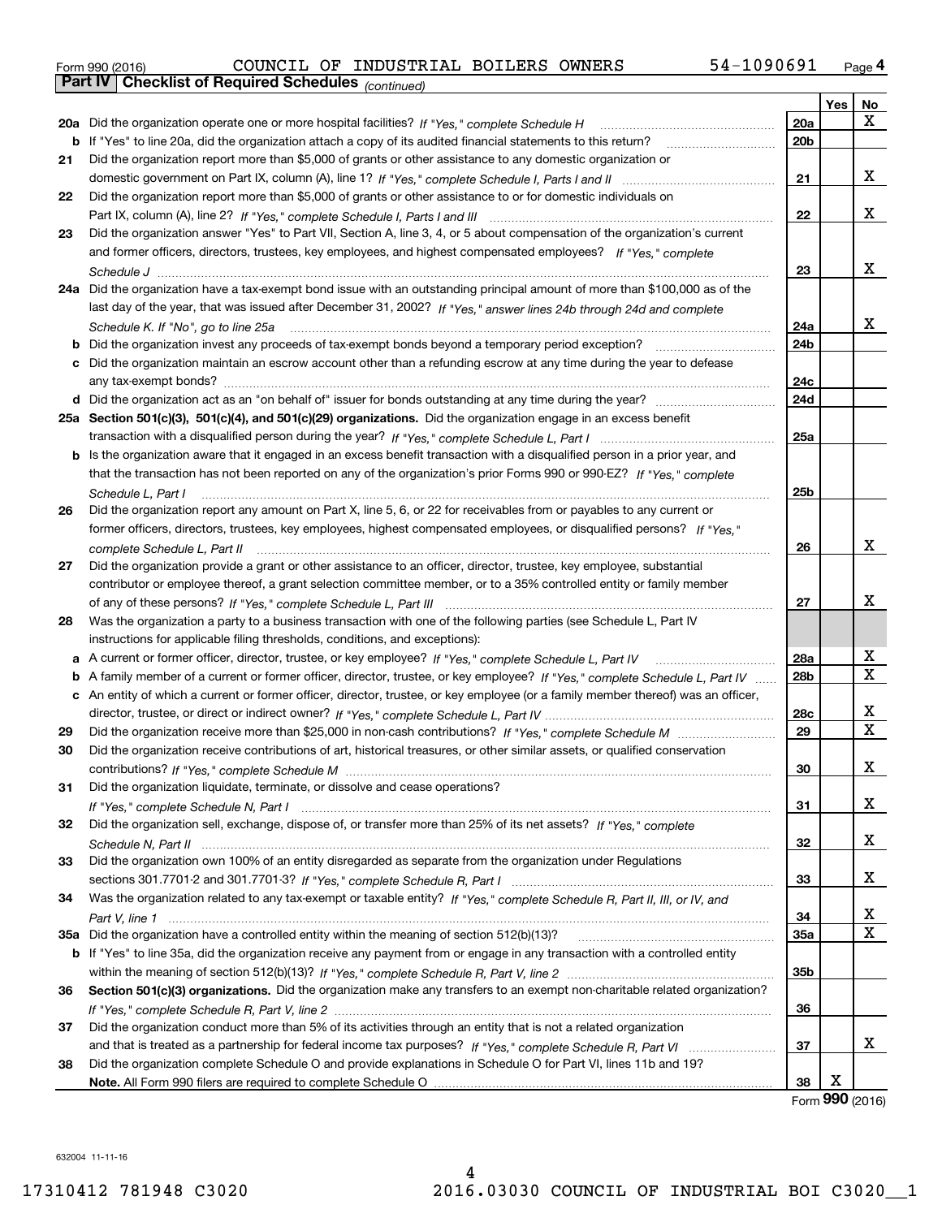Form 990 (2016) COUNCIL OF INDUSTRIAL BOILERS OWNERS 54-1090691

**Part IV | Checklist of Required Schedules** *(continued)*

| | | | Yes | No |
|---|---|---|---|---|
| **20a** | Did the organization operate one or more hospital facilities? *If "Yes," complete Schedule H* | 20a | | X |
| **b** | If "Yes" to line 20a, did the organization attach a copy of its audited financial statements to this return? | 20b | | |
| **21** | Did the organization report more than $5,000 of grants or other assistance to any domestic organization or domestic government on Part IX, column (A), line 1? *If "Yes," complete Schedule I, Parts I and II* | 21 | | X |
| **22** | Did the organization report more than $5,000 of grants or other assistance to or for domestic individuals on Part IX, column (A), line 2? *If "Yes," complete Schedule I, Parts I and III* | 22 | | X |
| **23** | Did the organization answer "Yes" to Part VII, Section A, line 3, 4, or 5 about compensation of the organization's current and former officers, directors, trustees, key employees, and highest compensated employees? *If "Yes," complete Schedule J* | 23 | | X |
| **24a** | Did the organization have a tax-exempt bond issue with an outstanding principal amount of more than $100,000 as of the last day of the year, that was issued after December 31, 2002? *If "Yes," answer lines 24b through 24d and complete Schedule K. If "No", go to line 25a* | 24a | | X |
| **b** | Did the organization invest any proceeds of tax-exempt bonds beyond a temporary period exception? | 24b | | |
| **c** | Did the organization maintain an escrow account other than a refunding escrow at any time during the year to defease any tax-exempt bonds? | 24c | | |
| **d** | Did the organization act as an "on behalf of" issuer for bonds outstanding at any time during the year? | 24d | | |
| **25a** | **Section 501(c)(3), 501(c)(4), and 501(c)(29) organizations.** Did the organization engage in an excess benefit transaction with a disqualified person during the year? *If "Yes," complete Schedule L, Part I* | 25a | | |
| **b** | Is the organization aware that it engaged in an excess benefit transaction with a disqualified person in a prior year, and that the transaction has not been reported on any of the organization's prior Forms 990 or 990-EZ? *If "Yes," complete Schedule L, Part I* | 25b | | |
| **26** | Did the organization report any amount on Part X, line 5, 6, or 22 for receivables from or payables to any current or former officers, directors, trustees, key employees, highest compensated employees, or disqualified persons? *If "Yes," complete Schedule L, Part II* | 26 | | X |
| **27** | Did the organization provide a grant or other assistance to an officer, director, trustee, key employee, substantial contributor or employee thereof, a grant selection committee member, or to a 35% controlled entity or family member of any of these persons? *If "Yes," complete Schedule L, Part III* | 27 | | X |
| **28** | Was the organization a party to a business transaction with one of the following parties (see Schedule L, Part IV instructions for applicable filing thresholds, conditions, and exceptions): | | | |
| **a** | A current or former officer, director, trustee, or key employee? *If "Yes," complete Schedule L, Part IV* | 28a | | X |
| **b** | A family member of a current or former officer, director, trustee, or key employee? *If "Yes," complete Schedule L, Part IV* | 28b | | X |
| **c** | An entity of which a current or former officer, director, trustee, or key employee (or a family member thereof) was an officer, director, trustee, or direct or indirect owner? *If "Yes," complete Schedule L, Part IV* | 28c | | X |
| **29** | Did the organization receive more than $25,000 in non-cash contributions? *If "Yes," complete Schedule M* | 29 | | X |
| **30** | Did the organization receive contributions of art, historical treasures, or other similar assets, or qualified conservation contributions? *If "Yes," complete Schedule M* | 30 | | X |
| **31** | Did the organization liquidate, terminate, or dissolve and cease operations? *If "Yes," complete Schedule N, Part I* | 31 | | X |
| **32** | Did the organization sell, exchange, dispose of, or transfer more than 25% of its net assets? *If "Yes," complete Schedule N, Part II* | 32 | | X |
| **33** | Did the organization own 100% of an entity disregarded as separate from the organization under Regulations sections 301.7701-2 and 301.7701-3? *If "Yes," complete Schedule R, Part I* | 33 | | X |
| **34** | Was the organization related to any tax-exempt or taxable entity? *If "Yes," complete Schedule R, Part II, III, or IV, and Part V, line 1* | 34 | | X |
| **35a** | Did the organization have a controlled entity within the meaning of section 512(b)(13)? | 35a | | X |
| **b** | If "Yes" to line 35a, did the organization receive any payment from or engage in any transaction with a controlled entity within the meaning of section 512(b)(13)? *If "Yes," complete Schedule R, Part V, line 2* | 35b | | |
| **36** | **Section 501(c)(3) organizations.** Did the organization make any transfers to an exempt non-charitable related organization? *If "Yes," complete Schedule R, Part V, line 2* | 36 | | |
| **37** | Did the organization conduct more than 5% of its activities through an entity that is not a related organization and that is treated as a partnership for federal income tax purposes? *If "Yes," complete Schedule R, Part VI* | 37 | | X |
| **38** | Did the organization complete Schedule O and provide explanations in Schedule O for Part VI, lines 11b and 19? **Note.** All Form 990 filers are required to complete Schedule O | 38 | X | |

Form **990** (2016)

632004 11-11-16

17310412 781948 C3020 2016.03030 COUNCIL OF INDUSTRIAL BOI C3020__1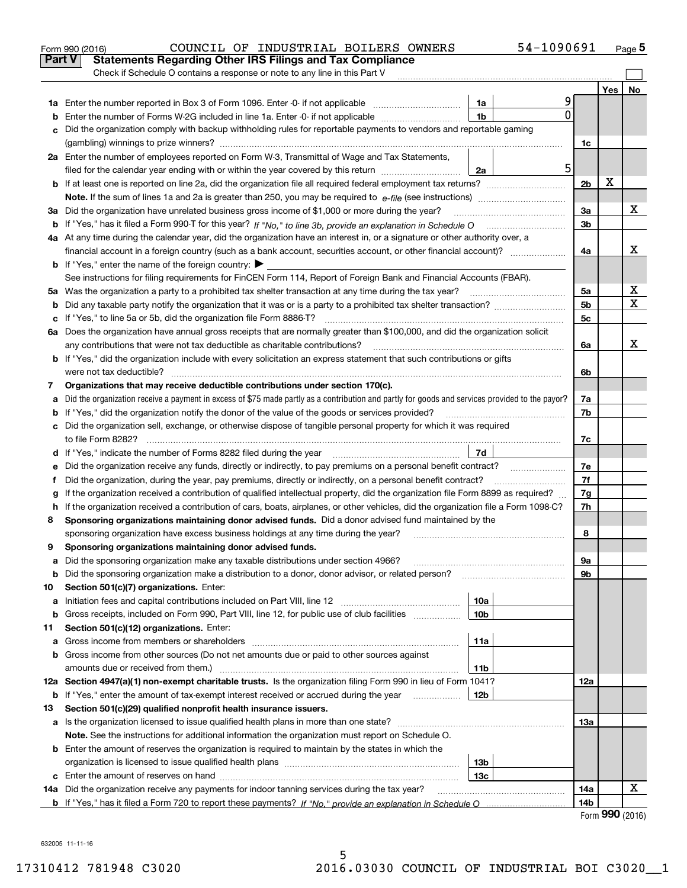Form 990 (2016) COUNCIL OF INDUSTRIAL BOILERS OWNERS 54-1090691 Page 5

**Part V Statements Regarding Other IRS Filings and Tax Compliance**

Check if Schedule O contains a response or note to any line in this Part V

| | | | | | Yes | No |
|---|---|---|---|---|---|---|
| **1a** | Enter the number reported in Box 3 of Form 1096. Enter -0- if not applicable | 1a | 9 | | | |
| **b** | Enter the number of Forms W-2G included in line 1a. Enter -0- if not applicable | 1b | 0 | | | |
| **c** | Did the organization comply with backup withholding rules for reportable payments to vendors and reportable gaming (gambling) winnings to prize winners? | | | 1c | | |
| **2a** | Enter the number of employees reported on Form W-3, Transmittal of Wage and Tax Statements, filed for the calendar year ending with or within the year covered by this return | 2a | 5 | | | |
| **b** | If at least one is reported on line 2a, did the organization file all required federal employment tax returns? | | | 2b | X | |
| | **Note.** If the sum of lines 1a and 2a is greater than 250, you may be required to *e-file* (see instructions) | | | | | |
| **3a** | Did the organization have unrelated business gross income of $1,000 or more during the year? | | | 3a | | X |
| **b** | If "Yes," has it filed a Form 990-T for this year? *If "No," to line 3b, provide an explanation in Schedule O* | | | 3b | | |
| **4a** | At any time during the calendar year, did the organization have an interest in, or a signature or other authority over, a financial account in a foreign country (such as a bank account, securities account, or other financial account)? | | | 4a | | X |
| **b** | If "Yes," enter the name of the foreign country: ▶ | | | | | |
| | See instructions for filing requirements for FinCEN Form 114, Report of Foreign Bank and Financial Accounts (FBAR). | | | | | |
| **5a** | Was the organization a party to a prohibited tax shelter transaction at any time during the tax year? | | | 5a | | X |
| **b** | Did any taxable party notify the organization that it was or is a party to a prohibited tax shelter transaction? | | | 5b | | X |
| **c** | If "Yes," to line 5a or 5b, did the organization file Form 8886-T? | | | 5c | | |
| **6a** | Does the organization have annual gross receipts that are normally greater than $100,000, and did the organization solicit any contributions that were not tax deductible as charitable contributions? | | | 6a | | X |
| **b** | If "Yes," did the organization include with every solicitation an express statement that such contributions or gifts were not tax deductible? | | | 6b | | |
| **7** | **Organizations that may receive deductible contributions under section 170(c).** | | | | | |
| **a** | Did the organization receive a payment in excess of $75 made partly as a contribution and partly for goods and services provided to the payor? | | | 7a | | |
| **b** | If "Yes," did the organization notify the donor of the value of the goods or services provided? | | | 7b | | |
| **c** | Did the organization sell, exchange, or otherwise dispose of tangible personal property for which it was required to file Form 8282? | | | 7c | | |
| **d** | If "Yes," indicate the number of Forms 8282 filed during the year | 7d | | | | |
| **e** | Did the organization receive any funds, directly or indirectly, to pay premiums on a personal benefit contract? | | | 7e | | |
| **f** | Did the organization, during the year, pay premiums, directly or indirectly, on a personal benefit contract? | | | 7f | | |
| **g** | If the organization received a contribution of qualified intellectual property, did the organization file Form 8899 as required? | | | 7g | | |
| **h** | If the organization received a contribution of cars, boats, airplanes, or other vehicles, did the organization file a Form 1098-C? | | | 7h | | |
| **8** | **Sponsoring organizations maintaining donor advised funds.** Did a donor advised fund maintained by the sponsoring organization have excess business holdings at any time during the year? | | | 8 | | |
| **9** | **Sponsoring organizations maintaining donor advised funds.** | | | | | |
| **a** | Did the sponsoring organization make any taxable distributions under section 4966? | | | 9a | | |
| **b** | Did the sponsoring organization make a distribution to a donor, donor advisor, or related person? | | | 9b | | |
| **10** | **Section 501(c)(7) organizations.** Enter: | | | | | |
| **a** | Initiation fees and capital contributions included on Part VIII, line 12 | 10a | | | | |
| **b** | Gross receipts, included on Form 990, Part VIII, line 12, for public use of club facilities | 10b | | | | |
| **11** | **Section 501(c)(12) organizations.** Enter: | | | | | |
| **a** | Gross income from members or shareholders | 11a | | | | |
| **b** | Gross income from other sources (Do not net amounts due or paid to other sources against amounts due or received from them.) | 11b | | | | |
| **12a** | **Section 4947(a)(1) non-exempt charitable trusts.** Is the organization filing Form 990 in lieu of Form 1041? | | | 12a | | |
| **b** | If "Yes," enter the amount of tax-exempt interest received or accrued during the year | 12b | | | | |
| **13** | **Section 501(c)(29) qualified nonprofit health insurance issuers.** | | | | | |
| **a** | Is the organization licensed to issue qualified health plans in more than one state? | | | 13a | | |
| | **Note.** See the instructions for additional information the organization must report on Schedule O. | | | | | |
| **b** | Enter the amount of reserves the organization is required to maintain by the states in which the organization is licensed to issue qualified health plans | 13b | | | | |
| **c** | Enter the amount of reserves on hand | 13c | | | | |
| **14a** | Did the organization receive any payments for indoor tanning services during the tax year? | | | 14a | | X |
| **b** | If "Yes," has it filed a Form 720 to report these payments? *If "No," provide an explanation in Schedule O* | | | 14b | | |

Form **990** (2016)

632005 11-11-16

17310412 781948 C3020 2016.03030 COUNCIL OF INDUSTRIAL BOI C3020__1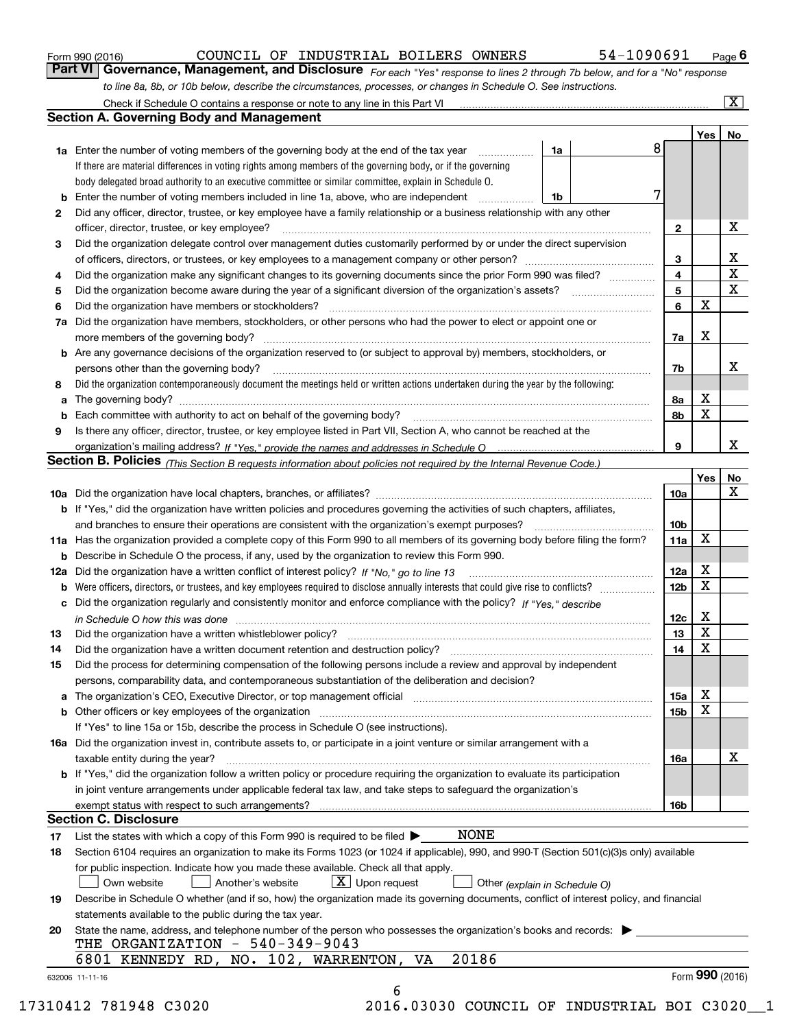Form 990 (2016) COUNCIL OF INDUSTRIAL BOILERS OWNERS 54-1090691 Page **6**

## Part VI Governance, Management, and Disclosure

*For each "Yes" response to lines 2 through 7b below, and for a "No" response to line 8a, 8b, or 10b below, describe the circumstances, processes, or changes in Schedule O. See instructions.*

Check if Schedule O contains a response or note to any line in this Part VI ..... [X]

### Section A. Governing Body and Management

| | | | | Yes | No |
|---|---|---|---|---|---|
| **1a** | Enter the number of voting members of the governing body at the end of the tax year ..... **1a** | 8 | | | |
| | If there are material differences in voting rights among members of the governing body, or if the governing body delegated broad authority to an executive committee or similar committee, explain in Schedule O. | | | | |
| **b** | Enter the number of voting members included in line 1a, above, who are independent ..... **1b** | 7 | | | |
| **2** | Did any officer, director, trustee, or key employee have a family relationship or a business relationship with any other officer, director, trustee, or key employee? | | **2** | | X |
| **3** | Did the organization delegate control over management duties customarily performed by or under the direct supervision of officers, directors, or trustees, or key employees to a management company or other person? | | **3** | | X |
| **4** | Did the organization make any significant changes to its governing documents since the prior Form 990 was filed? | | **4** | | X |
| **5** | Did the organization become aware during the year of a significant diversion of the organization's assets? | | **5** | | X |
| **6** | Did the organization have members or stockholders? | | **6** | X | |
| **7a** | Did the organization have members, stockholders, or other persons who had the power to elect or appoint one or more members of the governing body? | | **7a** | X | |
| **b** | Are any governance decisions of the organization reserved to (or subject to approval by) members, stockholders, or persons other than the governing body? | | **7b** | | X |
| **8** | Did the organization contemporaneously document the meetings held or written actions undertaken during the year by the following: | | | | |
| **a** | The governing body? | | **8a** | X | |
| **b** | Each committee with authority to act on behalf of the governing body? | | **8b** | X | |
| **9** | Is there any officer, director, trustee, or key employee listed in Part VII, Section A, who cannot be reached at the organization's mailing address? *If "Yes," provide the names and addresses in Schedule O* | | **9** | | X |

### Section B. Policies *(This Section B requests information about policies not required by the Internal Revenue Code.)*

| | | | Yes | No |
|---|---|---|---|---|
| **10a** | Did the organization have local chapters, branches, or affiliates? | **10a** | | X |
| **b** | If "Yes," did the organization have written policies and procedures governing the activities of such chapters, affiliates, and branches to ensure their operations are consistent with the organization's exempt purposes? | **10b** | | |
| **11a** | Has the organization provided a complete copy of this Form 990 to all members of its governing body before filing the form? | **11a** | X | |
| **b** | Describe in Schedule O the process, if any, used by the organization to review this Form 990. | | | |
| **12a** | Did the organization have a written conflict of interest policy? *If "No," go to line 13* | **12a** | X | |
| **b** | Were officers, directors, or trustees, and key employees required to disclose annually interests that could give rise to conflicts? | **12b** | X | |
| **c** | Did the organization regularly and consistently monitor and enforce compliance with the policy? *If "Yes," describe in Schedule O how this was done* | **12c** | X | |
| **13** | Did the organization have a written whistleblower policy? | **13** | X | |
| **14** | Did the organization have a written document retention and destruction policy? | **14** | X | |
| **15** | Did the process for determining compensation of the following persons include a review and approval by independent persons, comparability data, and contemporaneous substantiation of the deliberation and decision? | | | |
| **a** | The organization's CEO, Executive Director, or top management official | **15a** | X | |
| **b** | Other officers or key employees of the organization | **15b** | X | |
| | If "Yes" to line 15a or 15b, describe the process in Schedule O (see instructions). | | | |
| **16a** | Did the organization invest in, contribute assets to, or participate in a joint venture or similar arrangement with a taxable entity during the year? | **16a** | | X |
| **b** | If "Yes," did the organization follow a written policy or procedure requiring the organization to evaluate its participation in joint venture arrangements under applicable federal tax law, and take steps to safeguard the organization's exempt status with respect to such arrangements? | **16b** | | |

### Section C. Disclosure

**17** List the states with which a copy of this Form 990 is required to be filed ▶ NONE

**18** Section 6104 requires an organization to make its Forms 1023 (or 1024 if applicable), 990, and 990-T (Section 501(c)(3)s only) available for public inspection. Indicate how you made these available. Check all that apply.

[ ] Own website [ ] Another's website [X] Upon request [ ] Other *(explain in Schedule O)*

**19** Describe in Schedule O whether (and if so, how) the organization made its governing documents, conflict of interest policy, and financial statements available to the public during the tax year.

**20** State the name, address, and telephone number of the person who possesses the organization's books and records: ▶

THE ORGANIZATION - 540-349-9043

6801 KENNEDY RD, NO. 102, WARRENTON, VA 20186

632006 11-11-16

Form **990** (2016)

17310412 781948 C3020 2016.03030 COUNCIL OF INDUSTRIAL BOI C3020__1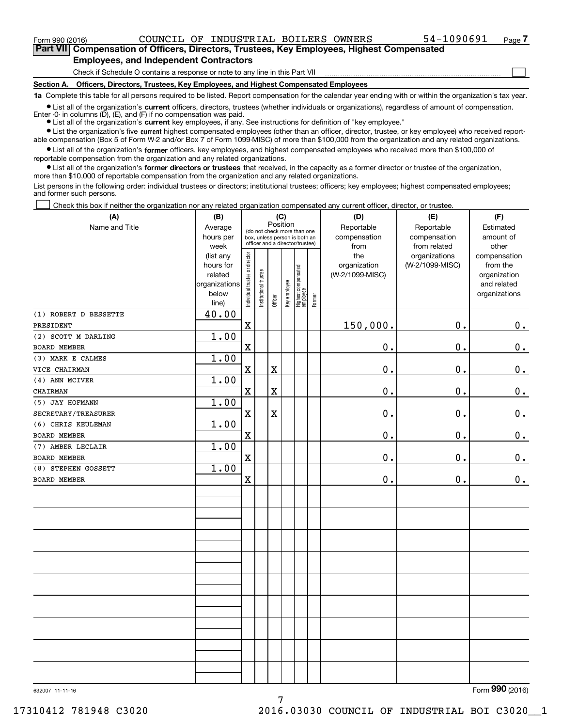Form 990 (2016) COUNCIL OF INDUSTRIAL BOILERS OWNERS 54-1090691

## Part VII Compensation of Officers, Directors, Trustees, Key Employees, Highest Compensated Employees, and Independent Contractors

Check if Schedule O contains a response or note to any line in this Part VII

### Section A. Officers, Directors, Trustees, Key Employees, and Highest Compensated Employees

**1a** Complete this table for all persons required to be listed. Report compensation for the calendar year ending with or within the organization's tax year.

- List all of the organization's **current** officers, directors, trustees (whether individuals or organizations), regardless of amount of compensation. Enter -0- in columns (D), (E), and (F) if no compensation was paid.
- List all of the organization's **current** key employees, if any. See instructions for definition of "key employee."
- List the organization's five **current** highest compensated employees (other than an officer, director, trustee, or key employee) who received reportable compensation (Box 5 of Form W-2 and/or Box 7 of Form 1099-MISC) of more than $100,000 from the organization and any related organizations.
- List all of the organization's **former** officers, key employees, and highest compensated employees who received more than $100,000 of reportable compensation from the organization and any related organizations.
- List all of the organization's **former directors or trustees** that received, in the capacity as a former director or trustee of the organization, more than $10,000 of reportable compensation from the organization and any related organizations.

List persons in the following order: individual trustees or directors; institutional trustees; officers; key employees; highest compensated employees; and former such persons.

Check this box if neither the organization nor any related organization compensated any current officer, director, or trustee.

| (A) Name and Title | (B) Average hours per week (list any hours for related organizations below line) | (C) Position: Individual trustee or director | Institutional trustee | Officer | Key employee | Highest compensated employee | Former | (D) Reportable compensation from the organization (W-2/1099-MISC) | (E) Reportable compensation from related organizations (W-2/1099-MISC) | (F) Estimated amount of other compensation from the organization and related organizations |
|---|---|---|---|---|---|---|---|---|---|---|
| (1) ROBERT D BESSETTE<br>PRESIDENT | 40.00 | X | | | | | | 150,000. | 0. | 0. |
| (2) SCOTT M DARLING<br>BOARD MEMBER | 1.00 | X | | | | | | 0. | 0. | 0. |
| (3) MARK E CALMES<br>VICE CHAIRMAN | 1.00 | X | | X | | | | 0. | 0. | 0. |
| (4) ANN MCIVER<br>CHAIRMAN | 1.00 | X | | X | | | | 0. | 0. | 0. |
| (5) JAY HOFMANN<br>SECRETARY/TREASURER | 1.00 | X | | X | | | | 0. | 0. | 0. |
| (6) CHRIS KEULEMAN<br>BOARD MEMBER | 1.00 | X | | | | | | 0. | 0. | 0. |
| (7) AMBER LECLAIR<br>BOARD MEMBER | 1.00 | X | | | | | | 0. | 0. | 0. |
| (8) STEPHEN GOSSETT<br>BOARD MEMBER | 1.00 | X | | | | | | 0. | 0. | 0. |

632007 11-11-16

Form **990** (2016)

17310412 781948 C3020 2016.03030 COUNCIL OF INDUSTRIAL BOI C3020__1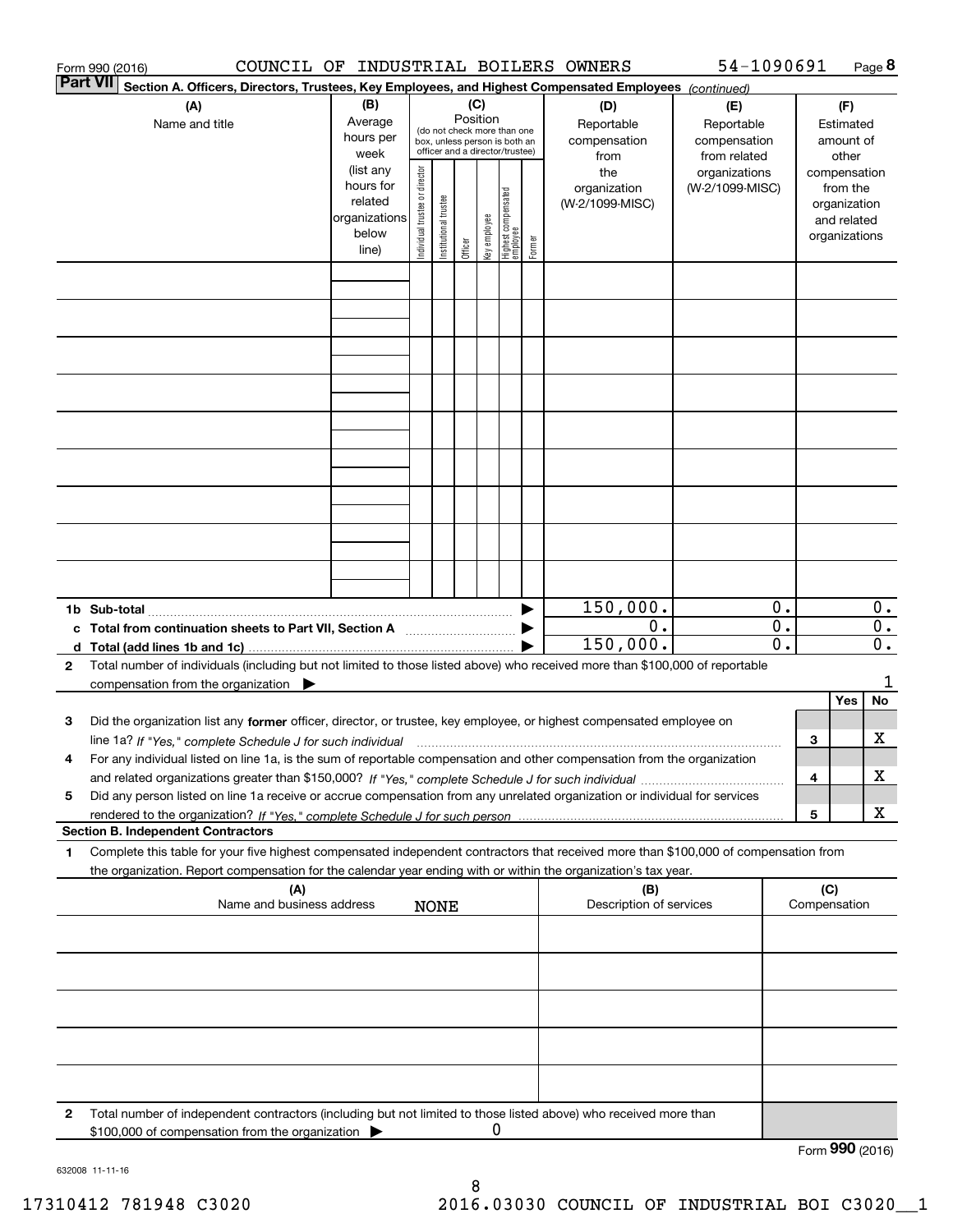Form 990 (2016) COUNCIL OF INDUSTRIAL BOILERS OWNERS 54-1090691

**Part VII Section A. Officers, Directors, Trustees, Key Employees, and Highest Compensated Employees** *(continued)*

| (A) Name and title | (B) Average hours per week (list any hours for related organizations below line) | (C) Position (do not check more than one box, unless person is both an officer and a director/trustee): Individual trustee or director | Institutional trustee | Officer | Key employee | Highest compensated employee | Former | (D) Reportable compensation from the organization (W-2/1099-MISC) | (E) Reportable compensation from related organizations (W-2/1099-MISC) | (F) Estimated amount of other compensation from the organization and related organizations |
|---|---|---|---|---|---|---|---|---|---|---|
| | | | | | | | | | | |
| | | | | | | | | | | |
| | | | | | | | | | | |
| | | | | | | | | | | |
| | | | | | | | | | | |
| | | | | | | | | | | |
| | | | | | | | | | | |
| | | | | | | | | | | |
| | | | | | | | | | | |
| **1b Sub-total** | | | | | | | | 150,000. | 0. | 0. |
| **c Total from continuation sheets to Part VII, Section A** | | | | | | | | 0. | 0. | 0. |
| **d Total (add lines 1b and 1c)** | | | | | | | | 150,000. | 0. | 0. |

**2** Total number of individuals (including but not limited to those listed above) who received more than $100,000 of reportable compensation from the organization ▶ 1

| | | | Yes | No |
|---|---|---|---|---|
| **3** | Did the organization list any **former** officer, director, or trustee, key employee, or highest compensated employee on line 1a? *If "Yes," complete Schedule J for such individual* | 3 | | X |
| **4** | For any individual listed on line 1a, is the sum of reportable compensation and other compensation from the organization and related organizations greater than $150,000? *If "Yes," complete Schedule J for such individual* | 4 | | X |
| **5** | Did any person listed on line 1a receive or accrue compensation from any unrelated organization or individual for services rendered to the organization? *If "Yes," complete Schedule J for such person* | 5 | | X |

**Section B. Independent Contractors**

**1** Complete this table for your five highest compensated independent contractors that received more than $100,000 of compensation from the organization. Report compensation for the calendar year ending with or within the organization's tax year.

| (A) Name and business address NONE | (B) Description of services | (C) Compensation |
|---|---|---|
| | | |
| | | |
| | | |
| | | |
| | | |

**2** Total number of independent contractors (including but not limited to those listed above) who received more than $100,000 of compensation from the organization ▶ 0

Form **990** (2016)

632008 11-11-16

17310412 781948 C3020 2016.03030 COUNCIL OF INDUSTRIAL BOI C3020__1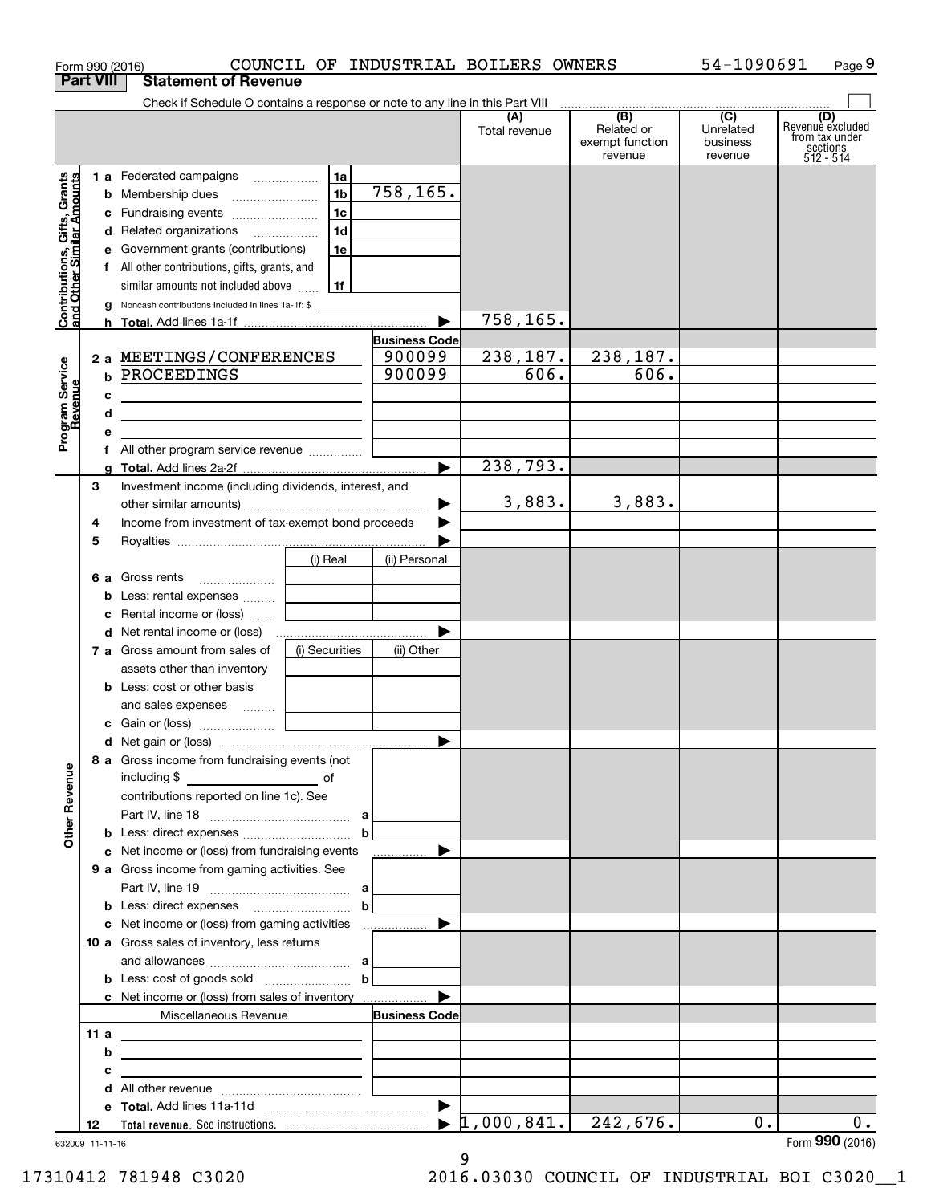Form 990 (2016) COUNCIL OF INDUSTRIAL BOILERS OWNERS 54-1090691 Page 9

## Part VIII Statement of Revenue

Check if Schedule O contains a response or note to any line in this Part VIII

| | | | | (A) Total revenue | (B) Related or exempt function revenue | (C) Unrelated business revenue | (D) Revenue excluded from tax under sections 512 - 514 |
|---|---|---|---|---|---|---|---|
| **Contributions, Gifts, Grants and Other Similar Amounts** | 1 a Federated campaigns | 1a | | | | | |
| | b Membership dues | 1b | 758,165. | | | | |
| | c Fundraising events | 1c | | | | | |
| | d Related organizations | 1d | | | | | |
| | e Government grants (contributions) | 1e | | | | | |
| | f All other contributions, gifts, grants, and similar amounts not included above | 1f | | | | | |
| | g Noncash contributions included in lines 1a-1f: $ | | | | | | |
| | h **Total.** Add lines 1a-1f | | ▶ | 758,165. | | | |
| **Program Service Revenue** | | | Business Code | | | | |
| | 2 a MEETINGS/CONFERENCES | | 900099 | 238,187. | 238,187. | | |
| | b PROCEEDINGS | | 900099 | 606. | 606. | | |
| | c | | | | | | |
| | d | | | | | | |
| | e | | | | | | |
| | f All other program service revenue | | | | | | |
| | g **Total.** Add lines 2a-2f | | ▶ | 238,793. | | | |
| **Other Revenue** | 3 Investment income (including dividends, interest, and other similar amounts) | | ▶ | 3,883. | 3,883. | | |
| | 4 Income from investment of tax-exempt bond proceeds | | ▶ | | | | |
| | 5 Royalties | | ▶ | | | | |
| | | (i) Real | (ii) Personal | | | | |
| | 6 a Gross rents | | | | | | |
| | b Less: rental expenses | | | | | | |
| | c Rental income or (loss) | | | | | | |
| | d Net rental income or (loss) | | ▶ | | | | |
| | 7 a Gross amount from sales of assets other than inventory | (i) Securities | (ii) Other | | | | |
| | b Less: cost or other basis and sales expenses | | | | | | |
| | c Gain or (loss) | | | | | | |
| | d Net gain or (loss) | | ▶ | | | | |
| | 8 a Gross income from fundraising events (not including $ of contributions reported on line 1c). See Part IV, line 18 | a | | | | | |
| | b Less: direct expenses | b | | | | | |
| | c Net income or (loss) from fundraising events | | ▶ | | | | |
| | 9 a Gross income from gaming activities. See Part IV, line 19 | a | | | | | |
| | b Less: direct expenses | b | | | | | |
| | c Net income or (loss) from gaming activities | | ▶ | | | | |
| | 10 a Gross sales of inventory, less returns and allowances | a | | | | | |
| | b Less: cost of goods sold | b | | | | | |
| | c Net income or (loss) from sales of inventory | | ▶ | | | | |
| | Miscellaneous Revenue | | Business Code | | | | |
| | 11 a | | | | | | |
| | b | | | | | | |
| | c | | | | | | |
| | d All other revenue | | | | | | |
| | e **Total.** Add lines 11a-11d | | ▶ | | | | |
| | 12 **Total revenue.** See instructions. | | ▶ | 1,000,841. | 242,676. | 0. | 0. |

632009 11-11-16 Form **990** (2016)

17310412 781948 C3020 2016.03030 COUNCIL OF INDUSTRIAL BOI C3020__1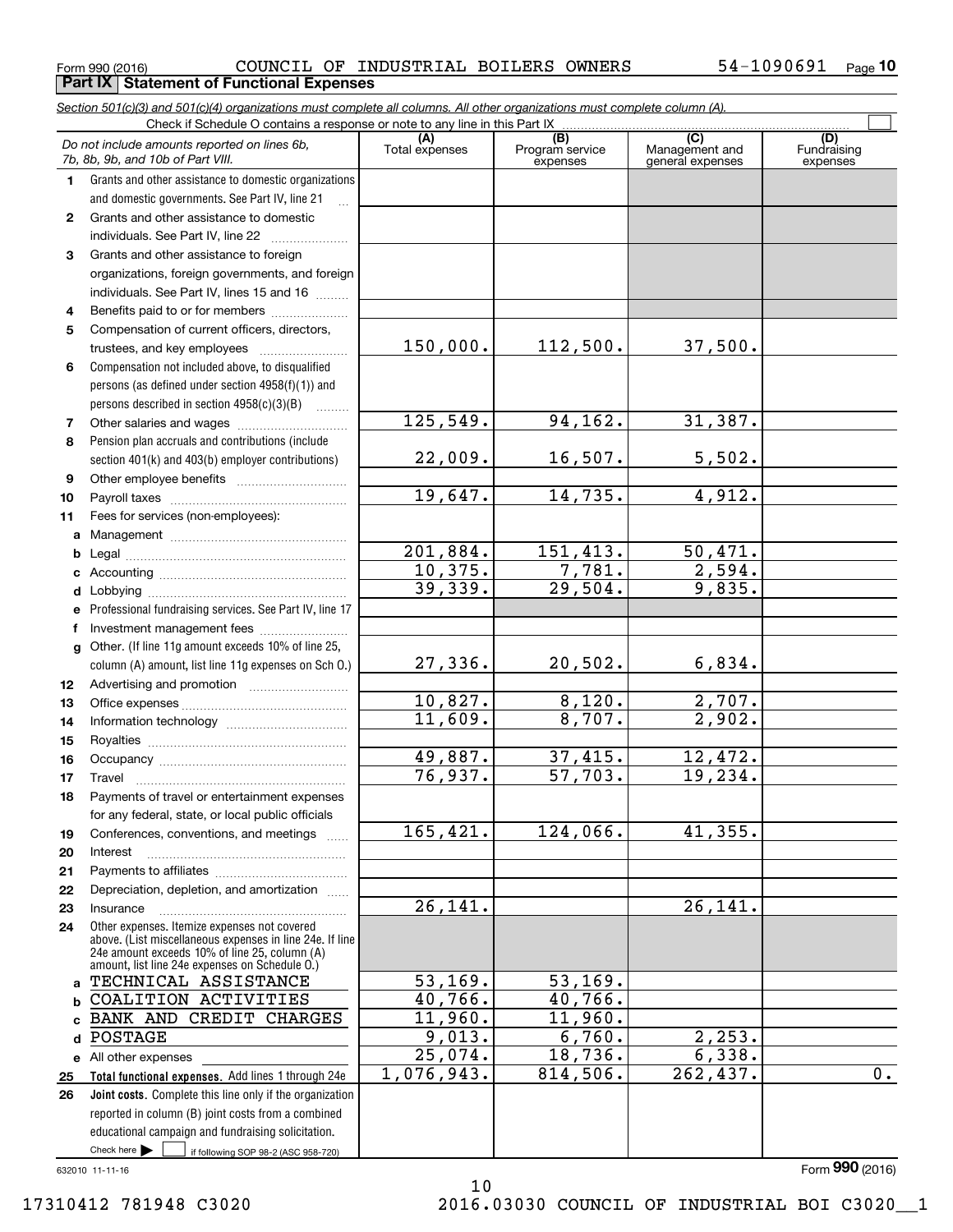Form 990 (2016) COUNCIL OF INDUSTRIAL BOILERS OWNERS 54-1090691

## Part IX Statement of Functional Expenses

*Section 501(c)(3) and 501(c)(4) organizations must complete all columns. All other organizations must complete column (A).*

Check if Schedule O contains a response or note to any line in this Part IX

| *Do not include amounts reported on lines 6b, 7b, 8b, 9b, and 10b of Part VIII.* | (A) Total expenses | (B) Program service expenses | (C) Management and general expenses | (D) Fundraising expenses |
|---|---|---|---|---|
| **1** Grants and other assistance to domestic organizations and domestic governments. See Part IV, line 21 | | | | |
| **2** Grants and other assistance to domestic individuals. See Part IV, line 22 | | | | |
| **3** Grants and other assistance to foreign organizations, foreign governments, and foreign individuals. See Part IV, lines 15 and 16 | | | | |
| **4** Benefits paid to or for members | | | | |
| **5** Compensation of current officers, directors, trustees, and key employees | 150,000. | 112,500. | 37,500. | |
| **6** Compensation not included above, to disqualified persons (as defined under section 4958(f)(1)) and persons described in section 4958(c)(3)(B) | | | | |
| **7** Other salaries and wages | 125,549. | 94,162. | 31,387. | |
| **8** Pension plan accruals and contributions (include section 401(k) and 403(b) employer contributions) | 22,009. | 16,507. | 5,502. | |
| **9** Other employee benefits | | | | |
| **10** Payroll taxes | 19,647. | 14,735. | 4,912. | |
| **11** Fees for services (non-employees): | | | | |
| **a** Management | | | | |
| **b** Legal | 201,884. | 151,413. | 50,471. | |
| **c** Accounting | 10,375. | 7,781. | 2,594. | |
| **d** Lobbying | 39,339. | 29,504. | 9,835. | |
| **e** Professional fundraising services. See Part IV, line 17 | | | | |
| **f** Investment management fees | | | | |
| **g** Other. (If line 11g amount exceeds 10% of line 25, column (A) amount, list line 11g expenses on Sch O.) | 27,336. | 20,502. | 6,834. | |
| **12** Advertising and promotion | | | | |
| **13** Office expenses | 10,827. | 8,120. | 2,707. | |
| **14** Information technology | 11,609. | 8,707. | 2,902. | |
| **15** Royalties | | | | |
| **16** Occupancy | 49,887. | 37,415. | 12,472. | |
| **17** Travel | 76,937. | 57,703. | 19,234. | |
| **18** Payments of travel or entertainment expenses for any federal, state, or local public officials | | | | |
| **19** Conferences, conventions, and meetings | 165,421. | 124,066. | 41,355. | |
| **20** Interest | | | | |
| **21** Payments to affiliates | | | | |
| **22** Depreciation, depletion, and amortization | | | | |
| **23** Insurance | 26,141. | | 26,141. | |
| **24** Other expenses. Itemize expenses not covered above. (List miscellaneous expenses in line 24e. If line 24e amount exceeds 10% of line 25, column (A) amount, list line 24e expenses on Schedule O.) | | | | |
| **a** TECHNICAL ASSISTANCE | 53,169. | 53,169. | | |
| **b** COALITION ACTIVITIES | 40,766. | 40,766. | | |
| **c** BANK AND CREDIT CHARGES | 11,960. | 11,960. | | |
| **d** POSTAGE | 9,013. | 6,760. | 2,253. | |
| **e** All other expenses | 25,074. | 18,736. | 6,338. | |
| **25** **Total functional expenses.** Add lines 1 through 24e | 1,076,943. | 814,506. | 262,437. | 0. |
| **26** **Joint costs.** Complete this line only if the organization reported in column (B) joint costs from a combined educational campaign and fundraising solicitation. Check here ☐ if following SOP 98-2 (ASC 958-720) | | | | |

632010 11-11-16

Form **990** (2016)

17310412 781948 C3020 2016.03030 COUNCIL OF INDUSTRIAL BOI C3020__1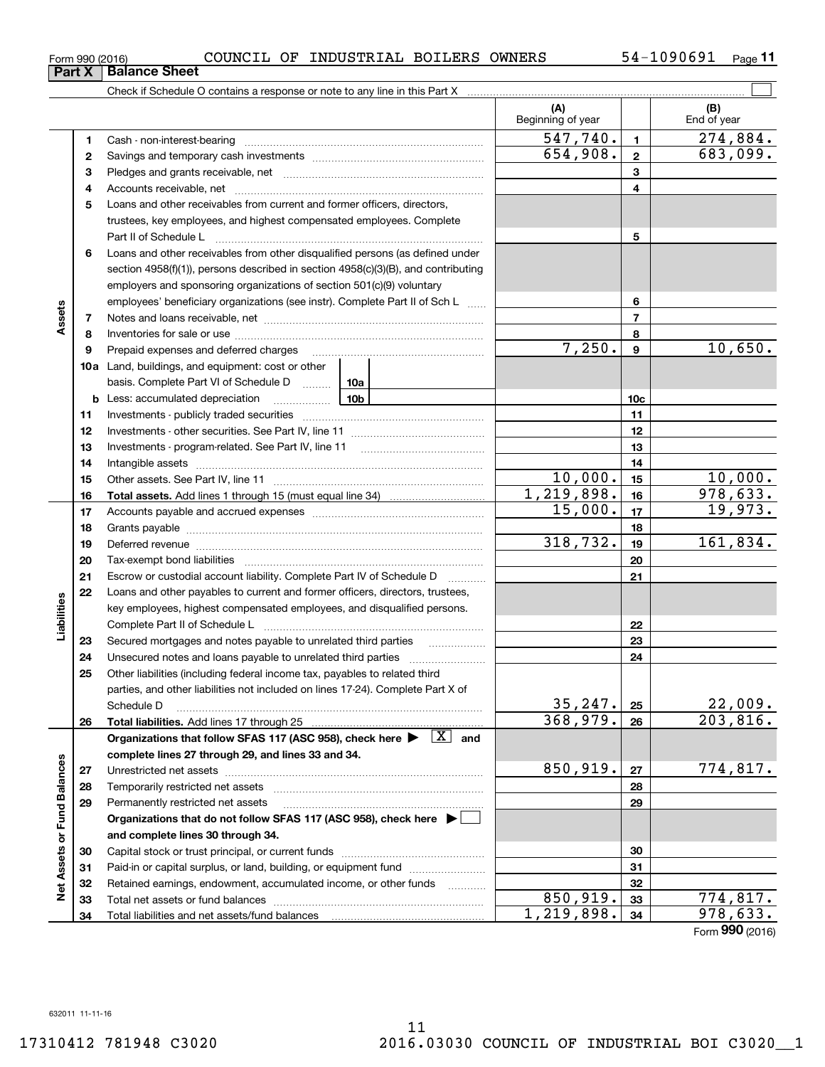Form 990 (2016) COUNCIL OF INDUSTRIAL BOILERS OWNERS 54-1090691

## Part X Balance Sheet

Check if Schedule O contains a response or note to any line in this Part X

| | | | (A) Beginning of year | | (B) End of year |
|---|---|---|---|---|---|
| Assets | 1 | Cash - non-interest-bearing | 547,740. | 1 | 274,884. |
| | 2 | Savings and temporary cash investments | 654,908. | 2 | 683,099. |
| | 3 | Pledges and grants receivable, net | | 3 | |
| | 4 | Accounts receivable, net | | 4 | |
| | 5 | Loans and other receivables from current and former officers, directors, trustees, key employees, and highest compensated employees. Complete Part II of Schedule L | | 5 | |
| | 6 | Loans and other receivables from other disqualified persons (as defined under section 4958(f)(1)), persons described in section 4958(c)(3)(B), and contributing employers and sponsoring organizations of section 501(c)(9) voluntary employees' beneficiary organizations (see instr). Complete Part II of Sch L | | 6 | |
| | 7 | Notes and loans receivable, net | | 7 | |
| | 8 | Inventories for sale or use | | 8 | |
| | 9 | Prepaid expenses and deferred charges | 7,250. | 9 | 10,650. |
| | 10a | Land, buildings, and equipment: cost or other basis. Complete Part VI of Schedule D 10a | | | |
| | b | Less: accumulated depreciation 10b | | 10c | |
| | 11 | Investments - publicly traded securities | | 11 | |
| | 12 | Investments - other securities. See Part IV, line 11 | | 12 | |
| | 13 | Investments - program-related. See Part IV, line 11 | | 13 | |
| | 14 | Intangible assets | | 14 | |
| | 15 | Other assets. See Part IV, line 11 | 10,000. | 15 | 10,000. |
| | 16 | **Total assets.** Add lines 1 through 15 (must equal line 34) | 1,219,898. | 16 | 978,633. |
| Liabilities | 17 | Accounts payable and accrued expenses | 15,000. | 17 | 19,973. |
| | 18 | Grants payable | | 18 | |
| | 19 | Deferred revenue | 318,732. | 19 | 161,834. |
| | 20 | Tax-exempt bond liabilities | | 20 | |
| | 21 | Escrow or custodial account liability. Complete Part IV of Schedule D | | 21 | |
| | 22 | Loans and other payables to current and former officers, directors, trustees, key employees, highest compensated employees, and disqualified persons. Complete Part II of Schedule L | | 22 | |
| | 23 | Secured mortgages and notes payable to unrelated third parties | | 23 | |
| | 24 | Unsecured notes and loans payable to unrelated third parties | | 24 | |
| | 25 | Other liabilities (including federal income tax, payables to related third parties, and other liabilities not included on lines 17-24). Complete Part X of Schedule D | 35,247. | 25 | 22,009. |
| | 26 | **Total liabilities.** Add lines 17 through 25 | 368,979. | 26 | 203,816. |
| Net Assets or Fund Balances | | **Organizations that follow SFAS 117 (ASC 958), check here ▶ [X] and complete lines 27 through 29, and lines 33 and 34.** | | | |
| | 27 | Unrestricted net assets | 850,919. | 27 | 774,817. |
| | 28 | Temporarily restricted net assets | | 28 | |
| | 29 | Permanently restricted net assets | | 29 | |
| | | **Organizations that do not follow SFAS 117 (ASC 958), check here ▶ [ ] and complete lines 30 through 34.** | | | |
| | 30 | Capital stock or trust principal, or current funds | | 30 | |
| | 31 | Paid-in or capital surplus, or land, building, or equipment fund | | 31 | |
| | 32 | Retained earnings, endowment, accumulated income, or other funds | | 32 | |
| | 33 | Total net assets or fund balances | 850,919. | 33 | 774,817. |
| | 34 | Total liabilities and net assets/fund balances | 1,219,898. | 34 | 978,633. |

Form **990** (2016)

632011 11-11-16

17310412 781948 C3020 2016.03030 COUNCIL OF INDUSTRIAL BOI C3020__1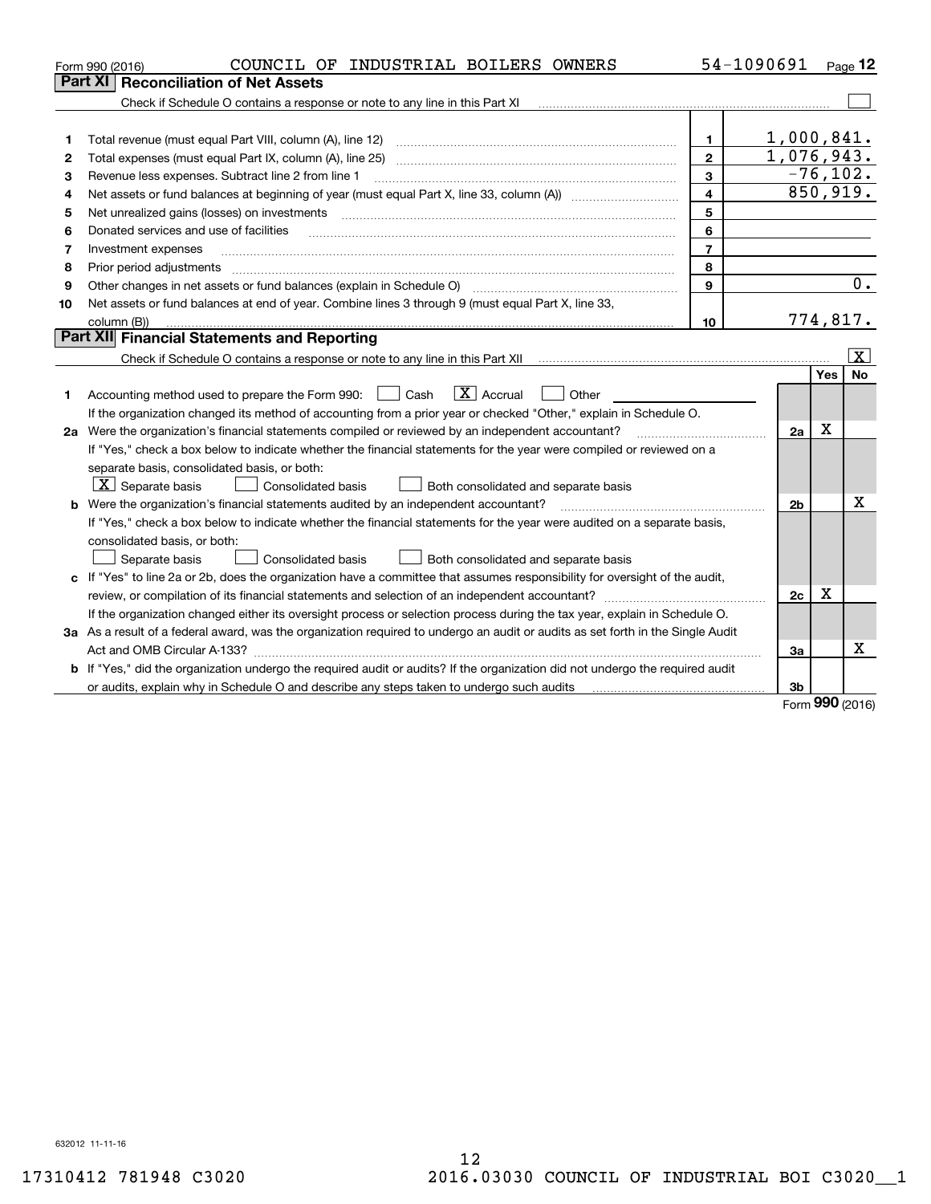Form 990 (2016) COUNCIL OF INDUSTRIAL BOILERS OWNERS 54-1090691

## Part XI Reconciliation of Net Assets

Check if Schedule O contains a response or note to any line in this Part XI [ ]

| | | | |
|---|---|---|---|
| 1 | Total revenue (must equal Part VIII, column (A), line 12) | 1 | 1,000,841. |
| 2 | Total expenses (must equal Part IX, column (A), line 25) | 2 | 1,076,943. |
| 3 | Revenue less expenses. Subtract line 2 from line 1 | 3 | -76,102. |
| 4 | Net assets or fund balances at beginning of year (must equal Part X, line 33, column (A)) | 4 | 850,919. |
| 5 | Net unrealized gains (losses) on investments | 5 | |
| 6 | Donated services and use of facilities | 6 | |
| 7 | Investment expenses | 7 | |
| 8 | Prior period adjustments | 8 | |
| 9 | Other changes in net assets or fund balances (explain in Schedule O) | 9 | 0. |
| 10 | Net assets or fund balances at end of year. Combine lines 3 through 9 (must equal Part X, line 33, column (B)) | 10 | 774,817. |

## Part XII Financial Statements and Reporting

Check if Schedule O contains a response or note to any line in this Part XII [X]

| | | | Yes | No |
|---|---|---|---|---|
| 1 | Accounting method used to prepare the Form 990: [ ] Cash [X] Accrual [ ] Other<br>If the organization changed its method of accounting from a prior year or checked "Other," explain in Schedule O. | | | |
| 2a | Were the organization's financial statements compiled or reviewed by an independent accountant?<br>If "Yes," check a box below to indicate whether the financial statements for the year were compiled or reviewed on a separate basis, consolidated basis, or both:<br>[X] Separate basis [ ] Consolidated basis [ ] Both consolidated and separate basis | 2a | X | |
| b | Were the organization's financial statements audited by an independent accountant?<br>If "Yes," check a box below to indicate whether the financial statements for the year were audited on a separate basis, consolidated basis, or both:<br>[ ] Separate basis [ ] Consolidated basis [ ] Both consolidated and separate basis | 2b | | X |
| c | If "Yes" to line 2a or 2b, does the organization have a committee that assumes responsibility for oversight of the audit, review, or compilation of its financial statements and selection of an independent accountant?<br>If the organization changed either its oversight process or selection process during the tax year, explain in Schedule O. | 2c | X | |
| 3a | As a result of a federal award, was the organization required to undergo an audit or audits as set forth in the Single Audit Act and OMB Circular A-133? | 3a | | X |
| b | If "Yes," did the organization undergo the required audit or audits? If the organization did not undergo the required audit or audits, explain why in Schedule O and describe any steps taken to undergo such audits | 3b | | |

Form 990 (2016)

632012 11-11-16

17310412 781948 C3020 2016.03030 COUNCIL OF INDUSTRIAL BOI C3020__1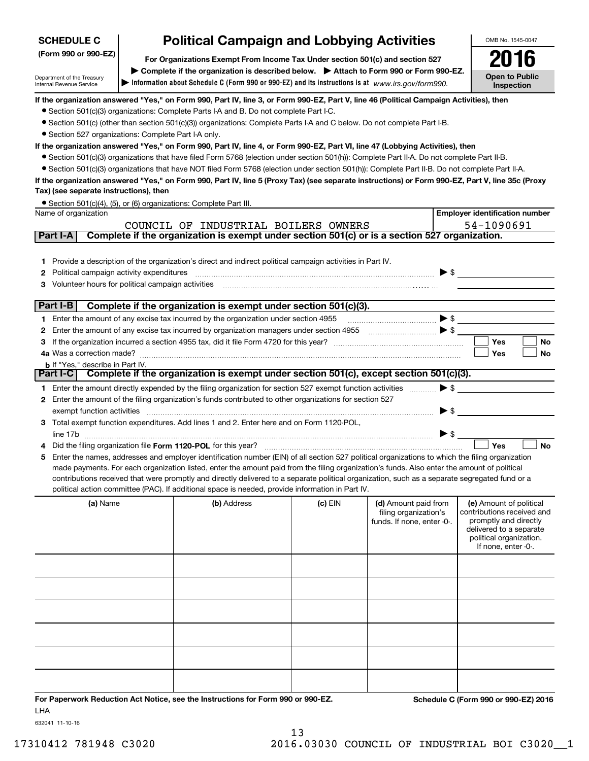**SCHEDULE C**
**(Form 990 or 990-EZ)**

Department of the Treasury
Internal Revenue Service

# Political Campaign and Lobbying Activities

**For Organizations Exempt From Income Tax Under section 501(c) and section 527**

**▶ Complete if the organization is described below. ▶ Attach to Form 990 or Form 990-EZ.**

**▶ Information about Schedule C (Form 990 or 990-EZ) and its instructions is at** *www.irs.gov/form990.*

OMB No. 1545-0047

**2016**

**Open to Public Inspection**

**If the organization answered "Yes," on Form 990, Part IV, line 3, or Form 990-EZ, Part V, line 46 (Political Campaign Activities), then**

- Section 501(c)(3) organizations: Complete Parts I-A and B. Do not complete Part I-C.
- Section 501(c) (other than section 501(c)(3)) organizations: Complete Parts I-A and C below. Do not complete Part I-B.
- Section 527 organizations: Complete Part I-A only.

**If the organization answered "Yes," on Form 990, Part IV, line 4, or Form 990-EZ, Part VI, line 47 (Lobbying Activities), then**

- Section 501(c)(3) organizations that have filed Form 5768 (election under section 501(h)): Complete Part II-A. Do not complete Part II-B.
- Section 501(c)(3) organizations that have NOT filed Form 5768 (election under section 501(h)): Complete Part II-B. Do not complete Part II-A.

**If the organization answered "Yes," on Form 990, Part IV, line 5 (Proxy Tax) (see separate instructions) or Form 990-EZ, Part V, line 35c (Proxy Tax) (see separate instructions), then**

- Section 501(c)(4), (5), or (6) organizations: Complete Part III.

| Name of organization | Employer identification number |
|---|---|
| COUNCIL OF INDUSTRIAL BOILERS OWNERS | 54-1090691 |

## Part I-A Complete if the organization is exempt under section 501(c) or is a section 527 organization.

1 Provide a description of the organization's direct and indirect political campaign activities in Part IV.
2 Political campaign activity expenditures ▶ $
3 Volunteer hours for political campaign activities

## Part I-B Complete if the organization is exempt under section 501(c)(3).

1 Enter the amount of any excise tax incurred by the organization under section 4955 ▶ $
2 Enter the amount of any excise tax incurred by organization managers under section 4955 ▶ $
3 If the organization incurred a section 4955 tax, did it file Form 4720 for this year? ☐ Yes ☐ No
4a Was a correction made? ☐ Yes ☐ No
b If "Yes," describe in Part IV.

## Part I-C Complete if the organization is exempt under section 501(c), except section 501(c)(3).

1 Enter the amount directly expended by the filing organization for section 527 exempt function activities ▶ $
2 Enter the amount of the filing organization's funds contributed to other organizations for section 527 exempt function activities ▶ $
3 Total exempt function expenditures. Add lines 1 and 2. Enter here and on Form 1120-POL, line 17b ▶ $
4 Did the filing organization file **Form 1120-POL** for this year? ☐ Yes ☐ No
5 Enter the names, addresses and employer identification number (EIN) of all section 527 political organizations to which the filing organization made payments. For each organization listed, enter the amount paid from the filing organization's funds. Also enter the amount of political contributions received that were promptly and directly delivered to a separate political organization, such as a separate segregated fund or a political action committee (PAC). If additional space is needed, provide information in Part IV.

| (a) Name | (b) Address | (c) EIN | (d) Amount paid from filing organization's funds. If none, enter -0-. | (e) Amount of political contributions received and promptly and directly delivered to a separate political organization. If none, enter -0-. |
|---|---|---|---|---|
| | | | | |
| | | | | |
| | | | | |
| | | | | |
| | | | | |
| | | | | |

**For Paperwork Reduction Act Notice, see the Instructions for Form 990 or 990-EZ.** **Schedule C (Form 990 or 990-EZ) 2016**
LHA
632041 11-10-16

17310412 781948 C3020 2016.03030 COUNCIL OF INDUSTRIAL BOI C3020__1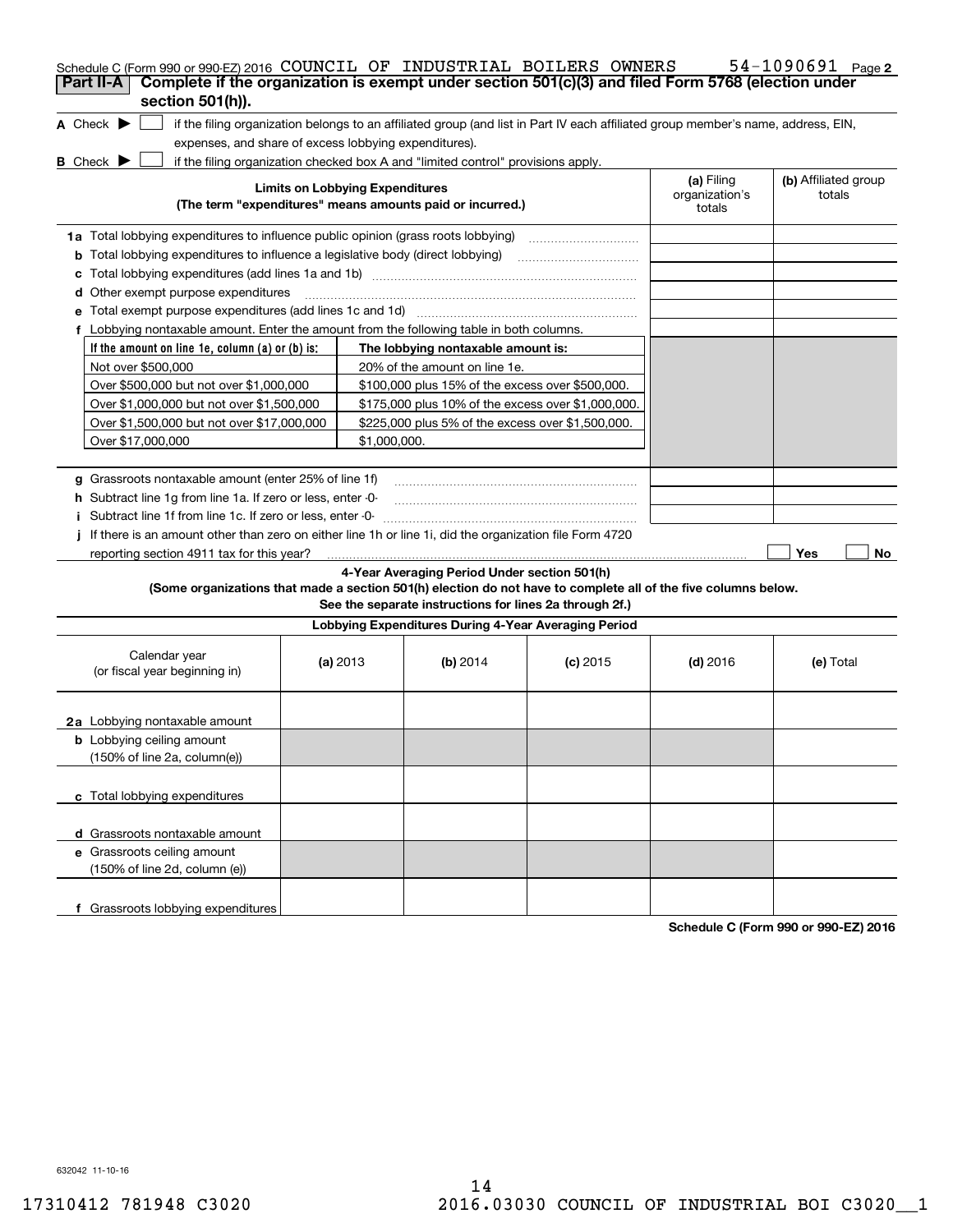Schedule C (Form 990 or 990-EZ) 2016 COUNCIL OF INDUSTRIAL BOILERS OWNERS 54-1090691 Page 2

## Part II-A Complete if the organization is exempt under section 501(c)(3) and filed Form 5768 (election under section 501(h)).

**A** Check ▶ ☐ if the filing organization belongs to an affiliated group (and list in Part IV each affiliated group member's name, address, EIN, expenses, and share of excess lobbying expenditures).

**B** Check ▶ ☐ if the filing organization checked box A and "limited control" provisions apply.

| Limits on Lobbying Expenditures (The term "expenditures" means amounts paid or incurred.) | (a) Filing organization's totals | (b) Affiliated group totals |
|---|---|---|
| **1a** Total lobbying expenditures to influence public opinion (grass roots lobbying) | | |
| **b** Total lobbying expenditures to influence a legislative body (direct lobbying) | | |
| **c** Total lobbying expenditures (add lines 1a and 1b) | | |
| **d** Other exempt purpose expenditures | | |
| **e** Total exempt purpose expenditures (add lines 1c and 1d) | | |
| **f** Lobbying nontaxable amount. Enter the amount from the following table in both columns. | | |

| If the amount on line 1e, column (a) or (b) is: | The lobbying nontaxable amount is: |
|---|---|
| Not over $500,000 | 20% of the amount on line 1e. |
| Over $500,000 but not over $1,000,000 | $100,000 plus 15% of the excess over $500,000. |
| Over $1,000,000 but not over $1,500,000 | $175,000 plus 10% of the excess over $1,000,000. |
| Over $1,500,000 but not over $17,000,000 | $225,000 plus 5% of the excess over $1,500,000. |
| Over $17,000,000 | $1,000,000. |

| | (a) Filing organization's totals | (b) Affiliated group totals |
|---|---|---|
| **g** Grassroots nontaxable amount (enter 25% of line 1f) | | |
| **h** Subtract line 1g from line 1a. If zero or less, enter -0- | | |
| **i** Subtract line 1f from line 1c. If zero or less, enter -0- | | |

**j** If there is an amount other than zero on either line 1h or line 1i, did the organization file Form 4720 reporting section 4911 tax for this year? ☐ Yes ☐ No

**4-Year Averaging Period Under section 501(h)**
**(Some organizations that made a section 501(h) election do not have to complete all of the five columns below. See the separate instructions for lines 2a through 2f.)**

**Lobbying Expenditures During 4-Year Averaging Period**

| Calendar year (or fiscal year beginning in) | (a) 2013 | (b) 2014 | (c) 2015 | (d) 2016 | (e) Total |
|---|---|---|---|---|---|
| **2a** Lobbying nontaxable amount | | | | | |
| **b** Lobbying ceiling amount (150% of line 2a, column(e)) | | | | | |
| **c** Total lobbying expenditures | | | | | |
| **d** Grassroots nontaxable amount | | | | | |
| **e** Grassroots ceiling amount (150% of line 2d, column (e)) | | | | | |
| **f** Grassroots lobbying expenditures | | | | | |

**Schedule C (Form 990 or 990-EZ) 2016**

632042 11-10-16

17310412 781948 C3020 2016.03030 COUNCIL OF INDUSTRIAL BOI C3020__1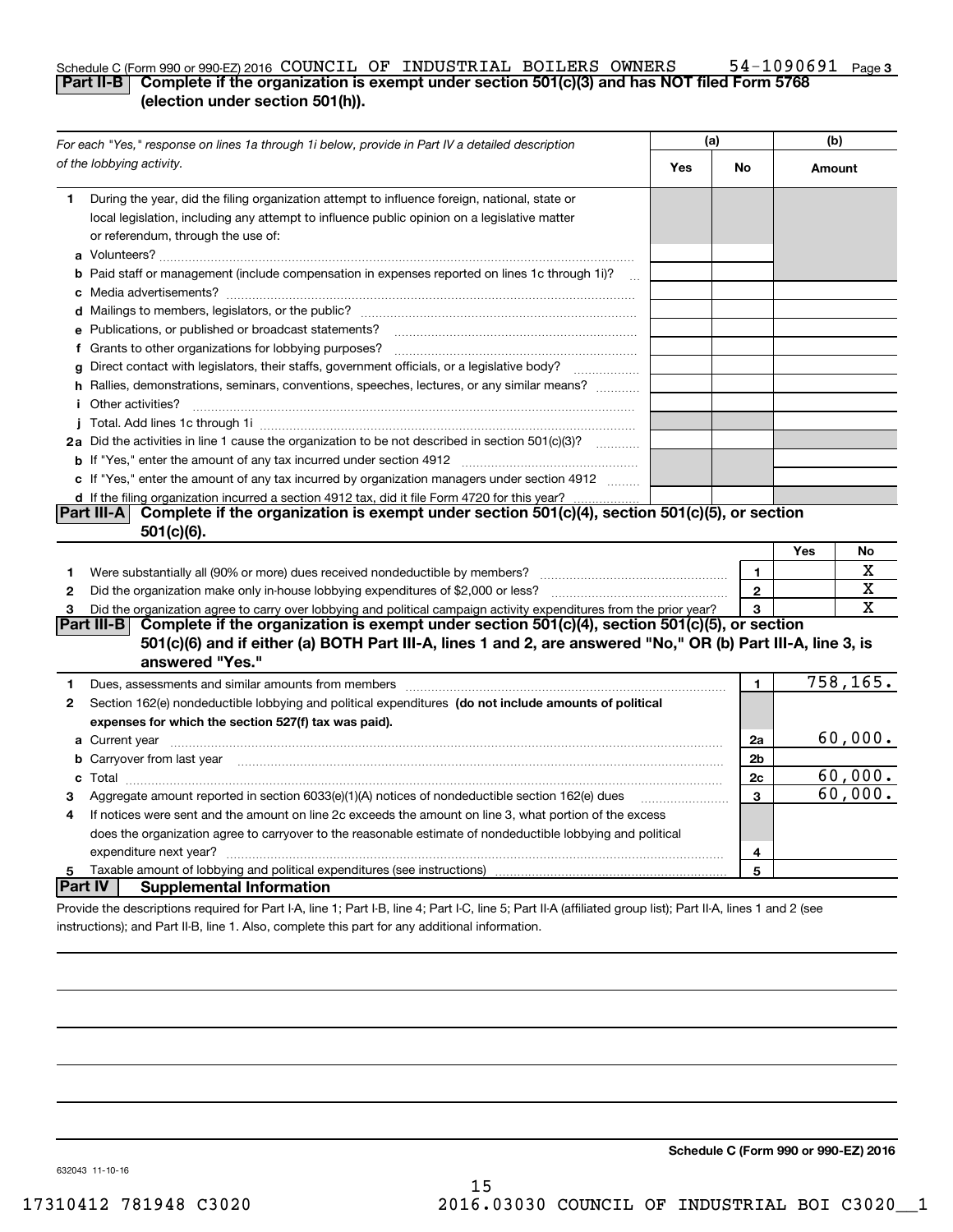Schedule C (Form 990 or 990-EZ) 2016 COUNCIL OF INDUSTRIAL BOILERS OWNERS 54-1090691 Page 3

## Part II-B Complete if the organization is exempt under section 501(c)(3) and has NOT filed Form 5768 (election under section 501(h)).

| For each "Yes," response on lines 1a through 1i below, provide in Part IV a detailed description of the lobbying activity. | (a) Yes | (a) No | (b) Amount |
|---|---|---|---|
| **1** During the year, did the filing organization attempt to influence foreign, national, state or local legislation, including any attempt to influence public opinion on a legislative matter or referendum, through the use of: | | | |
| **a** Volunteers? | | | |
| **b** Paid staff or management (include compensation in expenses reported on lines 1c through 1i)? | | | |
| **c** Media advertisements? | | | |
| **d** Mailings to members, legislators, or the public? | | | |
| **e** Publications, or published or broadcast statements? | | | |
| **f** Grants to other organizations for lobbying purposes? | | | |
| **g** Direct contact with legislators, their staffs, government officials, or a legislative body? | | | |
| **h** Rallies, demonstrations, seminars, conventions, speeches, lectures, or any similar means? | | | |
| **i** Other activities? | | | |
| **j** Total. Add lines 1c through 1i | | | |
| **2a** Did the activities in line 1 cause the organization to be not described in section 501(c)(3)? | | | |
| **b** If "Yes," enter the amount of any tax incurred under section 4912 | | | |
| **c** If "Yes," enter the amount of any tax incurred by organization managers under section 4912 | | | |
| **d** If the filing organization incurred a section 4912 tax, did it file Form 4720 for this year? | | | |

## Part III-A Complete if the organization is exempt under section 501(c)(4), section 501(c)(5), or section 501(c)(6).

| | | | Yes | No |
|---|---|---|---|---|
| **1** | Were substantially all (90% or more) dues received nondeductible by members? | 1 | | X |
| **2** | Did the organization make only in-house lobbying expenditures of $2,000 or less? | 2 | | X |
| **3** | Did the organization agree to carry over lobbying and political campaign activity expenditures from the prior year? | 3 | | X |

## Part III-B Complete if the organization is exempt under section 501(c)(4), section 501(c)(5), or section 501(c)(6) and if either (a) BOTH Part III-A, lines 1 and 2, are answered "No," OR (b) Part III-A, line 3, is answered "Yes."

| | | | |
|---|---|---|---|
| **1** | Dues, assessments and similar amounts from members | 1 | 758,165. |
| **2** | Section 162(e) nondeductible lobbying and political expenditures **(do not include amounts of political expenses for which the section 527(f) tax was paid).** | | |
| **a** | Current year | 2a | 60,000. |
| **b** | Carryover from last year | 2b | |
| **c** | Total | 2c | 60,000. |
| **3** | Aggregate amount reported in section 6033(e)(1)(A) notices of nondeductible section 162(e) dues | 3 | 60,000. |
| **4** | If notices were sent and the amount on line 2c exceeds the amount on line 3, what portion of the excess does the organization agree to carryover to the reasonable estimate of nondeductible lobbying and political expenditure next year? | 4 | |
| **5** | Taxable amount of lobbying and political expenditures (see instructions) | 5 | |

## Part IV Supplemental Information

Provide the descriptions required for Part I-A, line 1; Part I-B, line 4; Part I-C, line 5; Part II-A (affiliated group list); Part II-A, lines 1 and 2 (see instructions); and Part II-B, line 1. Also, complete this part for any additional information.

**Schedule C (Form 990 or 990-EZ) 2016**

632043 11-10-16

17310412 781948 C3020 2016.03030 COUNCIL OF INDUSTRIAL BOI C3020__1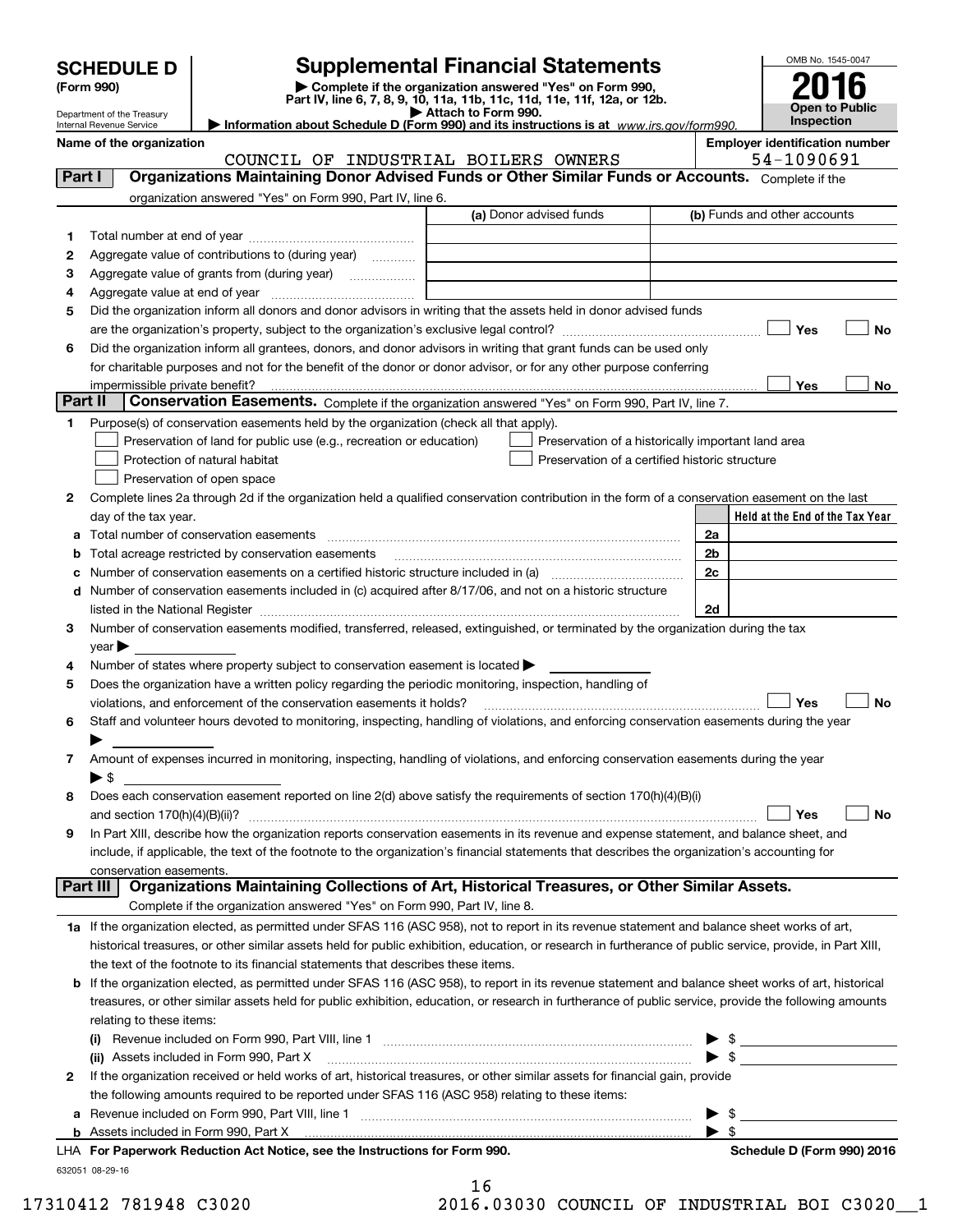# SCHEDULE D (Form 990)

Department of the Treasury
Internal Revenue Service

## Supplemental Financial Statements

▶ Complete if the organization answered "Yes" on Form 990, Part IV, line 6, 7, 8, 9, 10, 11a, 11b, 11c, 11d, 11e, 11f, 12a, or 12b.
▶ Attach to Form 990.
▶ Information about Schedule D (Form 990) and its instructions is at www.irs.gov/form990.

OMB No. 1545-0047
2016
Open to Public Inspection

**Name of the organization:** COUNCIL OF INDUSTRIAL BOILERS OWNERS

**Employer identification number:** 54-1090691

## Part I Organizations Maintaining Donor Advised Funds or Other Similar Funds or Accounts. 
Complete if the organization answered "Yes" on Form 990, Part IV, line 6.

| | | (a) Donor advised funds | (b) Funds and other accounts |
|---|---|---|---|
| 1 | Total number at end of year | | |
| 2 | Aggregate value of contributions to (during year) | | |
| 3 | Aggregate value of grants from (during year) | | |
| 4 | Aggregate value at end of year | | |

5 Did the organization inform all donors and donor advisors in writing that the assets held in donor advised funds are the organization's property, subject to the organization's exclusive legal control? ☐ Yes ☐ No

6 Did the organization inform all grantees, donors, and donor advisors in writing that grant funds can be used only for charitable purposes and not for the benefit of the donor or donor advisor, or for any other purpose conferring impermissible private benefit? ☐ Yes ☐ No

## Part II Conservation Easements. 
Complete if the organization answered "Yes" on Form 990, Part IV, line 7.

1 Purpose(s) of conservation easements held by the organization (check all that apply).

- ☐ Preservation of land for public use (e.g., recreation or education)
- ☐ Protection of natural habitat
- ☐ Preservation of open space
- ☐ Preservation of a historically important land area
- ☐ Preservation of a certified historic structure

2 Complete lines 2a through 2d if the organization held a qualified conservation contribution in the form of a conservation easement on the last day of the tax year.

| | | | Held at the End of the Tax Year |
|---|---|---|---|
| a | Total number of conservation easements | 2a | |
| b | Total acreage restricted by conservation easements | 2b | |
| c | Number of conservation easements on a certified historic structure included in (a) | 2c | |
| d | Number of conservation easements included in (c) acquired after 8/17/06, and not on a historic structure listed in the National Register | 2d | |

3 Number of conservation easements modified, transferred, released, extinguished, or terminated by the organization during the tax year ▶

4 Number of states where property subject to conservation easement is located ▶

5 Does the organization have a written policy regarding the periodic monitoring, inspection, handling of violations, and enforcement of the conservation easements it holds? ☐ Yes ☐ No

6 Staff and volunteer hours devoted to monitoring, inspecting, handling of violations, and enforcing conservation easements during the year ▶

7 Amount of expenses incurred in monitoring, inspecting, handling of violations, and enforcing conservation easements during the year ▶ $

8 Does each conservation easement reported on line 2(d) above satisfy the requirements of section 170(h)(4)(B)(i) and section 170(h)(4)(B)(ii)? ☐ Yes ☐ No

9 In Part XIII, describe how the organization reports conservation easements in its revenue and expense statement, and balance sheet, and include, if applicable, the text of the footnote to the organization's financial statements that describes the organization's accounting for conservation easements.

## Part III Organizations Maintaining Collections of Art, Historical Treasures, or Other Similar Assets.
Complete if the organization answered "Yes" on Form 990, Part IV, line 8.

1a If the organization elected, as permitted under SFAS 116 (ASC 958), not to report in its revenue statement and balance sheet works of art, historical treasures, or other similar assets held for public exhibition, education, or research in furtherance of public service, provide, in Part XIII, the text of the footnote to its financial statements that describes these items.

b If the organization elected, as permitted under SFAS 116 (ASC 958), to report in its revenue statement and balance sheet works of art, historical treasures, or other similar assets held for public exhibition, education, or research in furtherance of public service, provide the following amounts relating to these items:

(i) Revenue included on Form 990, Part VIII, line 1 ▶ $

(ii) Assets included in Form 990, Part X ▶ $

2 If the organization received or held works of art, historical treasures, or other similar assets for financial gain, provide the following amounts required to be reported under SFAS 116 (ASC 958) relating to these items:

a Revenue included on Form 990, Part VIII, line 1 ▶ $

b Assets included in Form 990, Part X ▶ $

LHA For Paperwork Reduction Act Notice, see the Instructions for Form 990. Schedule D (Form 990) 2016

632051 08-29-16

17310412 781948 C3020 2016.03030 COUNCIL OF INDUSTRIAL BOI C3020__1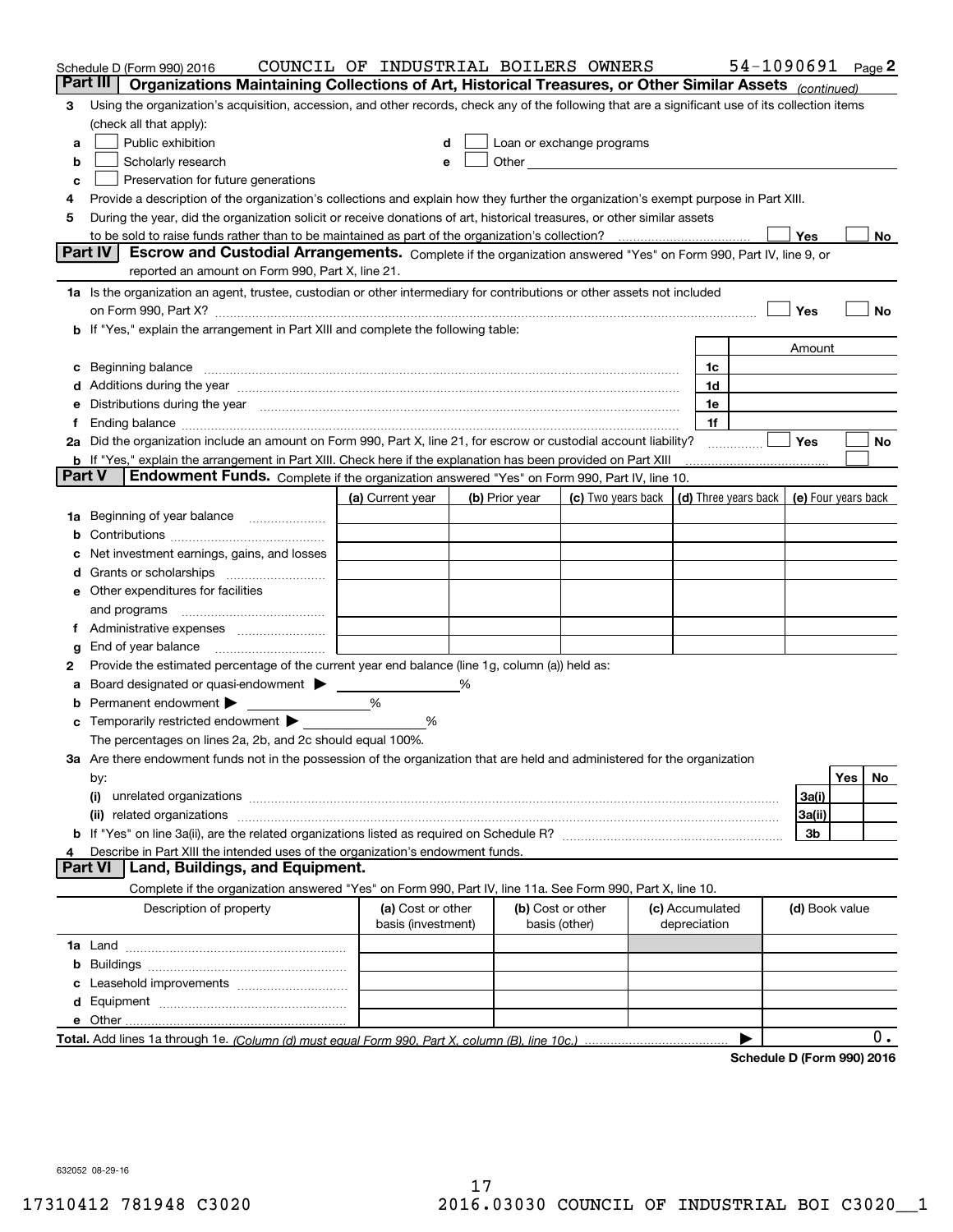Schedule D (Form 990) 2016 COUNCIL OF INDUSTRIAL BOILERS OWNERS 54-1090691 Page **2**

## Part III Organizations Maintaining Collections of Art, Historical Treasures, or Other Similar Assets *(continued)*

**3** Using the organization's acquisition, accession, and other records, check any of the following that are a significant use of its collection items (check all that apply):

- **a** ☐ Public exhibition
- **b** ☐ Scholarly research
- **c** ☐ Preservation for future generations
- **d** ☐ Loan or exchange programs
- **e** ☐ Other

**4** Provide a description of the organization's collections and explain how they further the organization's exempt purpose in Part XIII.

**5** During the year, did the organization solicit or receive donations of art, historical treasures, or other similar assets to be sold to raise funds rather than to be maintained as part of the organization's collection? ☐ Yes ☐ No

## Part IV Escrow and Custodial Arrangements.

Complete if the organization answered "Yes" on Form 990, Part IV, line 9, or reported an amount on Form 990, Part X, line 21.

**1a** Is the organization an agent, trustee, custodian or other intermediary for contributions or other assets not included on Form 990, Part X? ☐ Yes ☐ No

**b** If "Yes," explain the arrangement in Part XIII and complete the following table:

| | | Amount |
|---|---|---|
| **c** Beginning balance | 1c | |
| **d** Additions during the year | 1d | |
| **e** Distributions during the year | 1e | |
| **f** Ending balance | 1f | |

**2a** Did the organization include an amount on Form 990, Part X, line 21, for escrow or custodial account liability? ☐ Yes ☐ No

**b** If "Yes," explain the arrangement in Part XIII. Check here if the explanation has been provided on Part XIII ☐

## Part V Endowment Funds.

Complete if the organization answered "Yes" on Form 990, Part IV, line 10.

| | (a) Current year | (b) Prior year | (c) Two years back | (d) Three years back | (e) Four years back |
|---|---|---|---|---|---|
| **1a** Beginning of year balance | | | | | |
| **b** Contributions | | | | | |
| **c** Net investment earnings, gains, and losses | | | | | |
| **d** Grants or scholarships | | | | | |
| **e** Other expenditures for facilities and programs | | | | | |
| **f** Administrative expenses | | | | | |
| **g** End of year balance | | | | | |

**2** Provide the estimated percentage of the current year end balance (line 1g, column (a)) held as:

- **a** Board designated or quasi-endowment ▶ ______ %
- **b** Permanent endowment ▶ ______ %
- **c** Temporarily restricted endowment ▶ ______ %

The percentages on lines 2a, 2b, and 2c should equal 100%.

**3a** Are there endowment funds not in the possession of the organization that are held and administered for the organization by:

| | | Yes | No |
|---|---|---|---|
| **(i)** unrelated organizations | 3a(i) | | |
| **(ii)** related organizations | 3a(ii) | | |
| **b** If "Yes" on line 3a(ii), are the related organizations listed as required on Schedule R? | 3b | | |

**4** Describe in Part XIII the intended uses of the organization's endowment funds.

## Part VI Land, Buildings, and Equipment.

Complete if the organization answered "Yes" on Form 990, Part IV, line 11a. See Form 990, Part X, line 10.

| Description of property | (a) Cost or other basis (investment) | (b) Cost or other basis (other) | (c) Accumulated depreciation | (d) Book value |
|---|---|---|---|---|
| **1a** Land | | | | |
| **b** Buildings | | | | |
| **c** Leasehold improvements | | | | |
| **d** Equipment | | | | |
| **e** Other | | | | |
| **Total.** Add lines 1a through 1e. *(Column (d) must equal Form 990, Part X, column (B), line 10c.)* | | | ▶ | 0. |

**Schedule D (Form 990) 2016**

632052 08-29-16

17310412 781948 C3020 2016.03030 COUNCIL OF INDUSTRIAL BOI C3020__1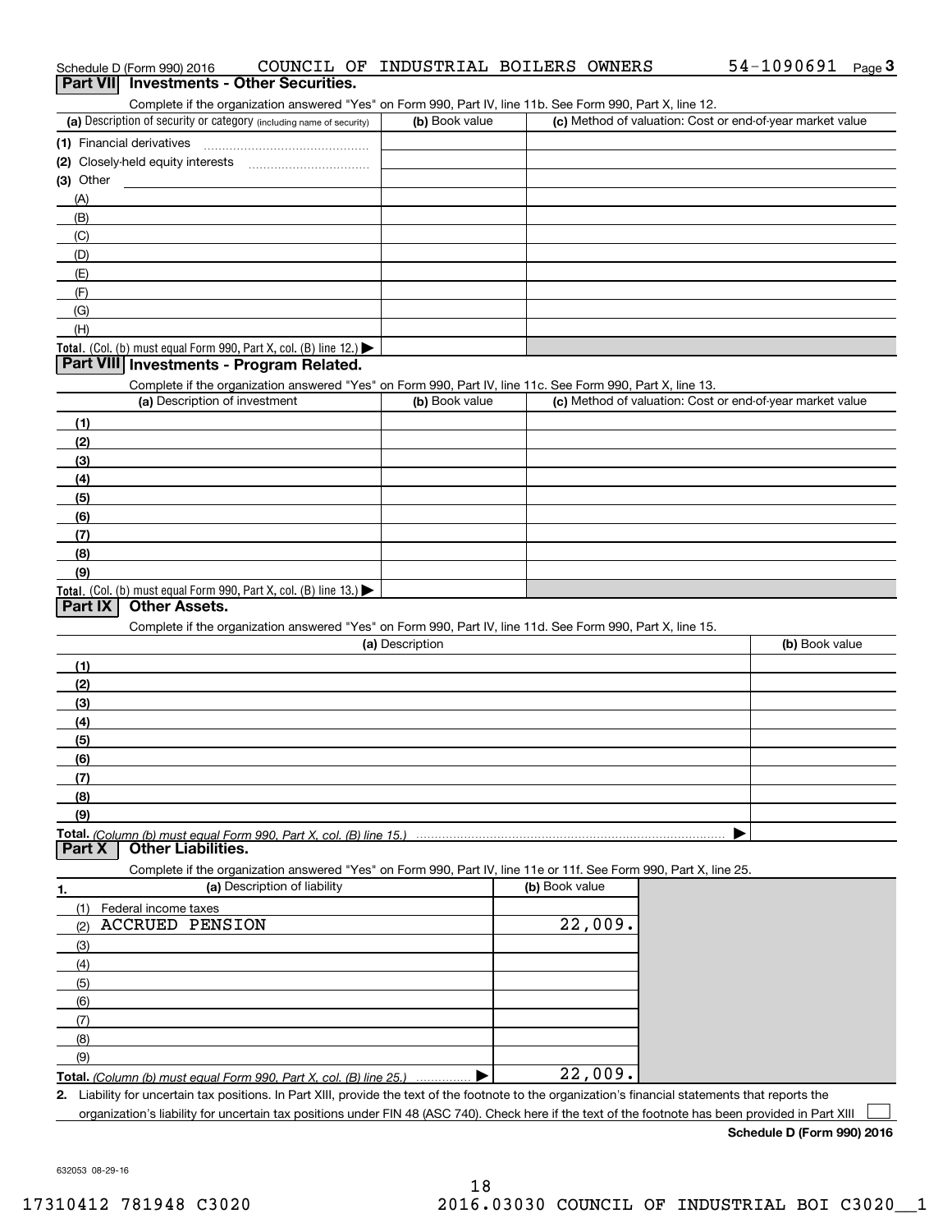Schedule D (Form 990) 2016 COUNCIL OF INDUSTRIAL BOILERS OWNERS 54-1090691 Page 3

## Part VII Investments - Other Securities.

Complete if the organization answered "Yes" on Form 990, Part IV, line 11b. See Form 990, Part X, line 12.

| (a) Description of security or category (including name of security) | (b) Book value | (c) Method of valuation: Cost or end-of-year market value |
|---|---|---|
| (1) Financial derivatives | | |
| (2) Closely-held equity interests | | |
| (3) Other | | |
| (A) | | |
| (B) | | |
| (C) | | |
| (D) | | |
| (E) | | |
| (F) | | |
| (G) | | |
| (H) | | |
| **Total.** (Col. (b) must equal Form 990, Part X, col. (B) line 12.) ▶ | | |

## Part VIII Investments - Program Related.

Complete if the organization answered "Yes" on Form 990, Part IV, line 11c. See Form 990, Part X, line 13.

| (a) Description of investment | (b) Book value | (c) Method of valuation: Cost or end-of-year market value |
|---|---|---|
| (1) | | |
| (2) | | |
| (3) | | |
| (4) | | |
| (5) | | |
| (6) | | |
| (7) | | |
| (8) | | |
| (9) | | |
| **Total.** (Col. (b) must equal Form 990, Part X, col. (B) line 13.) ▶ | | |

## Part IX Other Assets.

Complete if the organization answered "Yes" on Form 990, Part IV, line 11d. See Form 990, Part X, line 15.

| (a) Description | (b) Book value |
|---|---|
| (1) | |
| (2) | |
| (3) | |
| (4) | |
| (5) | |
| (6) | |
| (7) | |
| (8) | |
| (9) | |
| **Total.** *(Column (b) must equal Form 990, Part X, col. (B) line 15.)* ▶ | |

## Part X Other Liabilities.

Complete if the organization answered "Yes" on Form 990, Part IV, line 11e or 11f. See Form 990, Part X, line 25.

| 1. (a) Description of liability | (b) Book value |
|---|---|
| (1) Federal income taxes | |
| (2) ACCRUED PENSION | 22,009. |
| (3) | |
| (4) | |
| (5) | |
| (6) | |
| (7) | |
| (8) | |
| (9) | |
| **Total.** *(Column (b) must equal Form 990, Part X, col. (B) line 25.)* ▶ | 22,009. |

**2.** Liability for uncertain tax positions. In Part XIII, provide the text of the footnote to the organization's financial statements that reports the organization's liability for uncertain tax positions under FIN 48 (ASC 740). Check here if the text of the footnote has been provided in Part XIII ☐

**Schedule D (Form 990) 2016**

632053 08-29-16

17310412 781948 C3020 2016.03030 COUNCIL OF INDUSTRIAL BOI C3020__1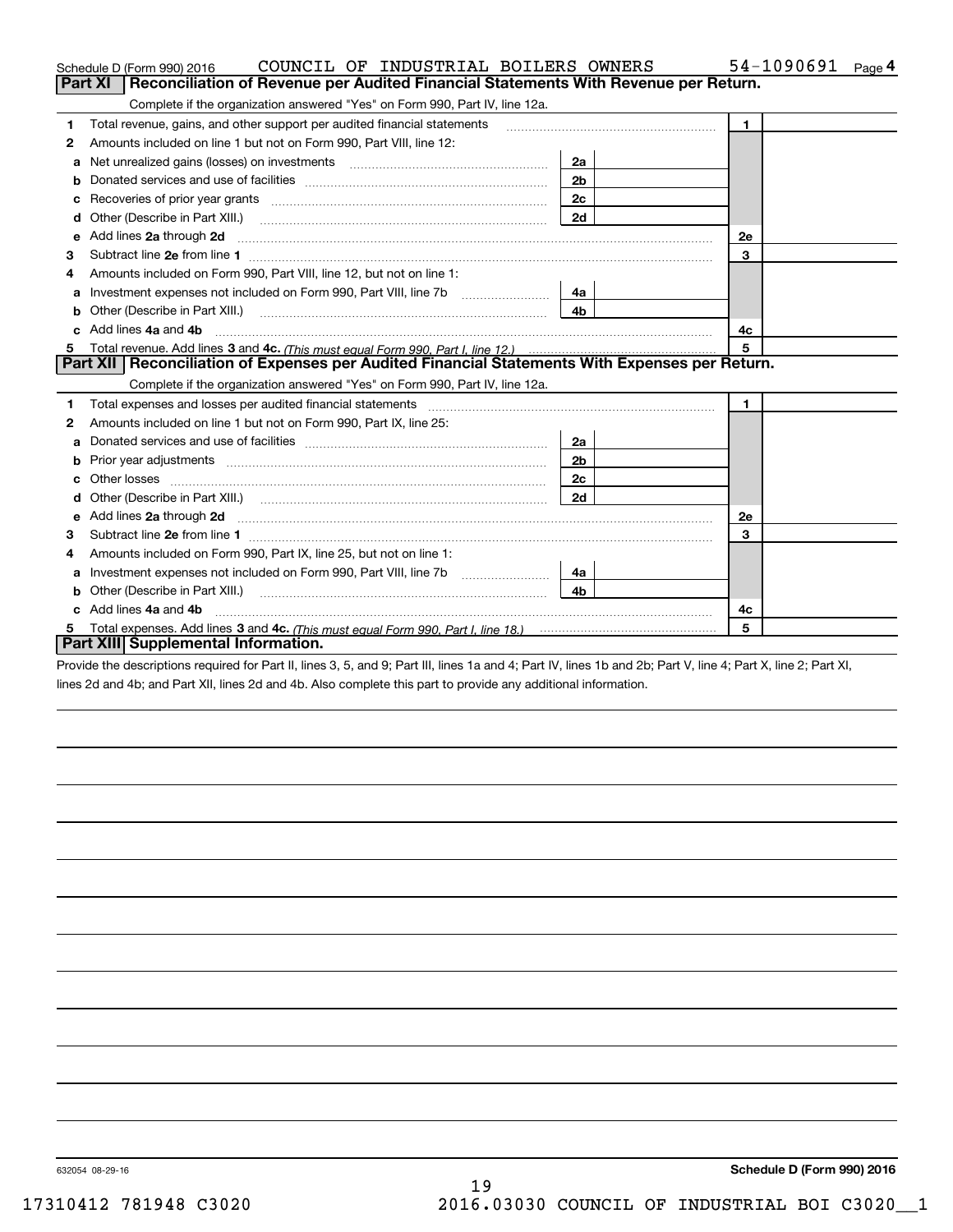Schedule D (Form 990) 2016 COUNCIL OF INDUSTRIAL BOILERS OWNERS 54-1090691 Page 4

## Part XI Reconciliation of Revenue per Audited Financial Statements With Revenue per Return.

Complete if the organization answered "Yes" on Form 990, Part IV, line 12a.

| | | | | | |
|---|---|---|---|---|---|
| 1 | Total revenue, gains, and other support per audited financial statements | | | 1 | |
| 2 | Amounts included on line 1 but not on Form 990, Part VIII, line 12: | | | | |
| a | Net unrealized gains (losses) on investments | 2a | | | |
| b | Donated services and use of facilities | 2b | | | |
| c | Recoveries of prior year grants | 2c | | | |
| d | Other (Describe in Part XIII.) | 2d | | | |
| e | Add lines **2a** through **2d** | | | 2e | |
| 3 | Subtract line **2e** from line **1** | | | 3 | |
| 4 | Amounts included on Form 990, Part VIII, line 12, but not on line 1: | | | | |
| a | Investment expenses not included on Form 990, Part VIII, line 7b | 4a | | | |
| b | Other (Describe in Part XIII.) | 4b | | | |
| c | Add lines **4a** and **4b** | | | 4c | |
| 5 | Total revenue. Add lines **3** and **4c.** *(This must equal Form 990, Part I, line 12.)* | | | 5 | |

## Part XII Reconciliation of Expenses per Audited Financial Statements With Expenses per Return.

Complete if the organization answered "Yes" on Form 990, Part IV, line 12a.

| | | | | | |
|---|---|---|---|---|---|
| 1 | Total expenses and losses per audited financial statements | | | 1 | |
| 2 | Amounts included on line 1 but not on Form 990, Part IX, line 25: | | | | |
| a | Donated services and use of facilities | 2a | | | |
| b | Prior year adjustments | 2b | | | |
| c | Other losses | 2c | | | |
| d | Other (Describe in Part XIII.) | 2d | | | |
| e | Add lines **2a** through **2d** | | | 2e | |
| 3 | Subtract line **2e** from line **1** | | | 3 | |
| 4 | Amounts included on Form 990, Part IX, line 25, but not on line 1: | | | | |
| a | Investment expenses not included on Form 990, Part VIII, line 7b | 4a | | | |
| b | Other (Describe in Part XIII.) | 4b | | | |
| c | Add lines **4a** and **4b** | | | 4c | |
| 5 | Total expenses. Add lines **3** and **4c.** *(This must equal Form 990, Part I, line 18.)* | | | 5 | |

## Part XIII Supplemental Information.

Provide the descriptions required for Part II, lines 3, 5, and 9; Part III, lines 1a and 4; Part IV, lines 1b and 2b; Part V, line 4; Part X, line 2; Part XI, lines 2d and 4b; and Part XII, lines 2d and 4b. Also complete this part to provide any additional information.

632054 08-29-16

**Schedule D (Form 990) 2016**

17310412 781948 C3020 2016.03030 COUNCIL OF INDUSTRIAL BOI C3020__1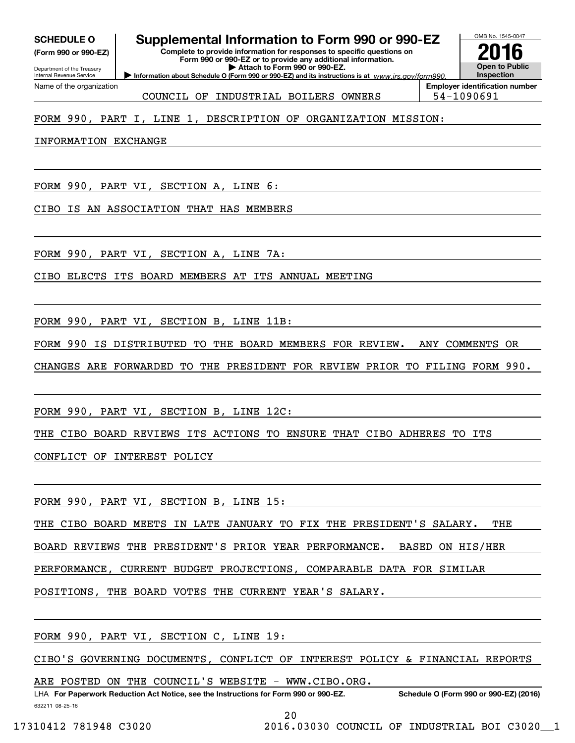**SCHEDULE O**
**(Form 990 or 990-EZ)**

Department of the Treasury
Internal Revenue Service

# Supplemental Information to Form 990 or 990-EZ

**Complete to provide information for responses to specific questions on Form 990 or 990-EZ or to provide any additional information.**
**▶ Attach to Form 990 or 990-EZ.**
**▶ Information about Schedule O (Form 990 or 990-EZ) and its instructions is at** *www.irs.gov/form990.*

OMB No. 1545-0047
**2016**
**Open to Public Inspection**

Name of the organization: COUNCIL OF INDUSTRIAL BOILERS OWNERS
**Employer identification number**: 54-1090691

FORM 990, PART I, LINE 1, DESCRIPTION OF ORGANIZATION MISSION:

INFORMATION EXCHANGE

FORM 990, PART VI, SECTION A, LINE 6:

CIBO IS AN ASSOCIATION THAT HAS MEMBERS

FORM 990, PART VI, SECTION A, LINE 7A:

CIBO ELECTS ITS BOARD MEMBERS AT ITS ANNUAL MEETING

FORM 990, PART VI, SECTION B, LINE 11B:

FORM 990 IS DISTRIBUTED TO THE BOARD MEMBERS FOR REVIEW. ANY COMMENTS OR CHANGES ARE FORWARDED TO THE PRESIDENT FOR REVIEW PRIOR TO FILING FORM 990.

FORM 990, PART VI, SECTION B, LINE 12C:

THE CIBO BOARD REVIEWS ITS ACTIONS TO ENSURE THAT CIBO ADHERES TO ITS CONFLICT OF INTEREST POLICY

FORM 990, PART VI, SECTION B, LINE 15:

THE CIBO BOARD MEETS IN LATE JANUARY TO FIX THE PRESIDENT'S SALARY. THE BOARD REVIEWS THE PRESIDENT'S PRIOR YEAR PERFORMANCE. BASED ON HIS/HER PERFORMANCE, CURRENT BUDGET PROJECTIONS, COMPARABLE DATA FOR SIMILAR POSITIONS, THE BOARD VOTES THE CURRENT YEAR'S SALARY.

FORM 990, PART VI, SECTION C, LINE 19:

CIBO'S GOVERNING DOCUMENTS, CONFLICT OF INTEREST POLICY & FINANCIAL REPORTS ARE POSTED ON THE COUNCIL'S WEBSITE - WWW.CIBO.ORG.

LHA **For Paperwork Reduction Act Notice, see the Instructions for Form 990 or 990-EZ.** **Schedule O (Form 990 or 990-EZ) (2016)**
632211 08-25-16

17310412 781948 C3020 2016.03030 COUNCIL OF INDUSTRIAL BOI C3020__1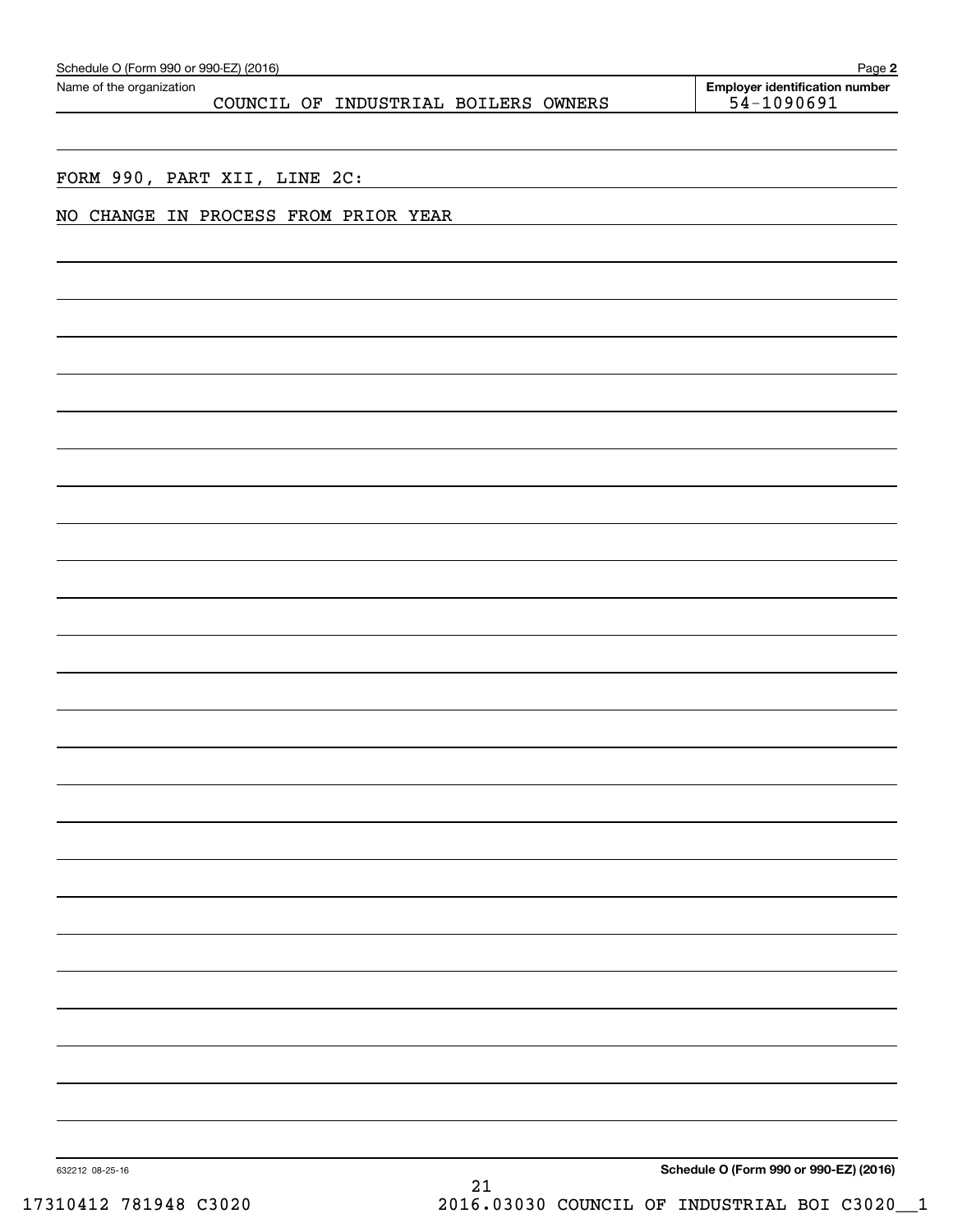Schedule O (Form 990 or 990-EZ) (2016)

Name of the organization: COUNCIL OF INDUSTRIAL BOILERS OWNERS

**Employer identification number** 54-1090691

FORM 990, PART XII, LINE 2C:

NO CHANGE IN PROCESS FROM PRIOR YEAR

632212 08-25-16

**Schedule O (Form 990 or 990-EZ) (2016)**